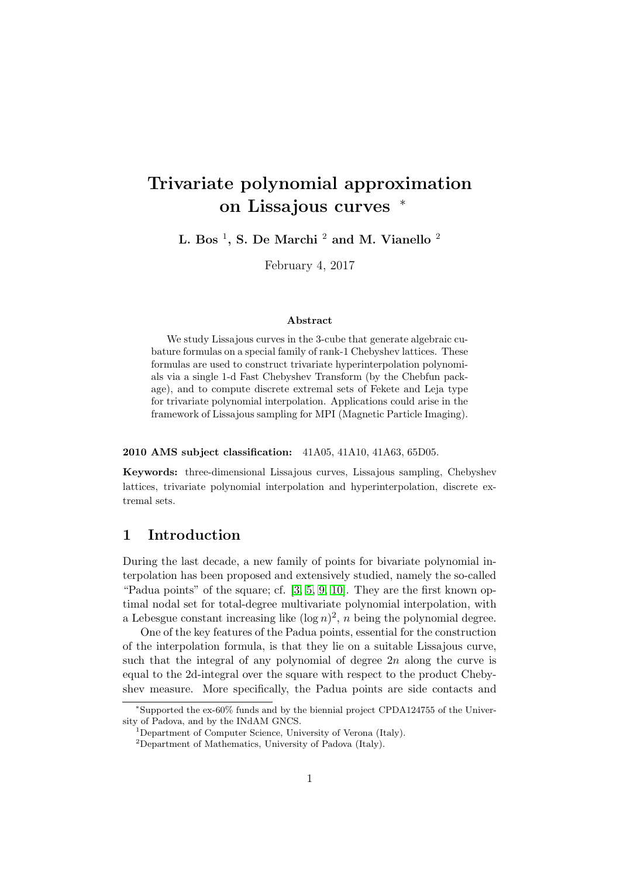# Trivariate polynomial approximation on Lissajous curves *

**L. Bos [1], S. De Marchi [2] and M. Vianello [2]**

February 4, 2017

### Abstract

We study Lissajous curves in the 3-cube that generate algebraic cubature formulas on a special family of rank-1 Chebyshev lattices. These formulas are used to construct trivariate hyperinterpolation polynomials via a single 1-d Fast Chebyshev Transform (by the Chebfun package), and to compute discrete extremal sets of Fekete and Leja type for trivariate polynomial interpolation. Applications could arise in the framework of Lissajous sampling for MPI (Magnetic Particle Imaging).

**2010 AMS subject classification:** 41A05, 41A10, 41A63, 65D05.

**Keywords:** three-dimensional Lissajous curves, Lissajous sampling, Chebyshev lattices, trivariate polynomial interpolation and hyperinterpolation, discrete extremal sets.

## 1 Introduction

During the last decade, a new family of points for bivariate polynomial interpolation has been proposed and extensively studied, namely the so-called "Padua points" of the square; cf. [3, 5, 9, 10]. They are the first known optimal nodal set for total-degree multivariate polynomial interpolation, with a Lebesgue constant increasing like $(\log n)^2$, $n$ being the polynomial degree.

One of the key features of the Padua points, essential for the construction of the interpolation formula, is that they lie on a suitable Lissajous curve, such that the integral of any polynomial of degree $2n$ along the curve is equal to the 2d-integral over the square with respect to the product Chebyshev measure. More specifically, the Padua points are side contacts and

---

*Supported the ex-60% funds and by the biennial project CPDA124755 of the University of Padova, and by the INdAM GNCS.

[1] Department of Computer Science, University of Verona (Italy).

[2] Department of Mathematics, University of Padova (Italy).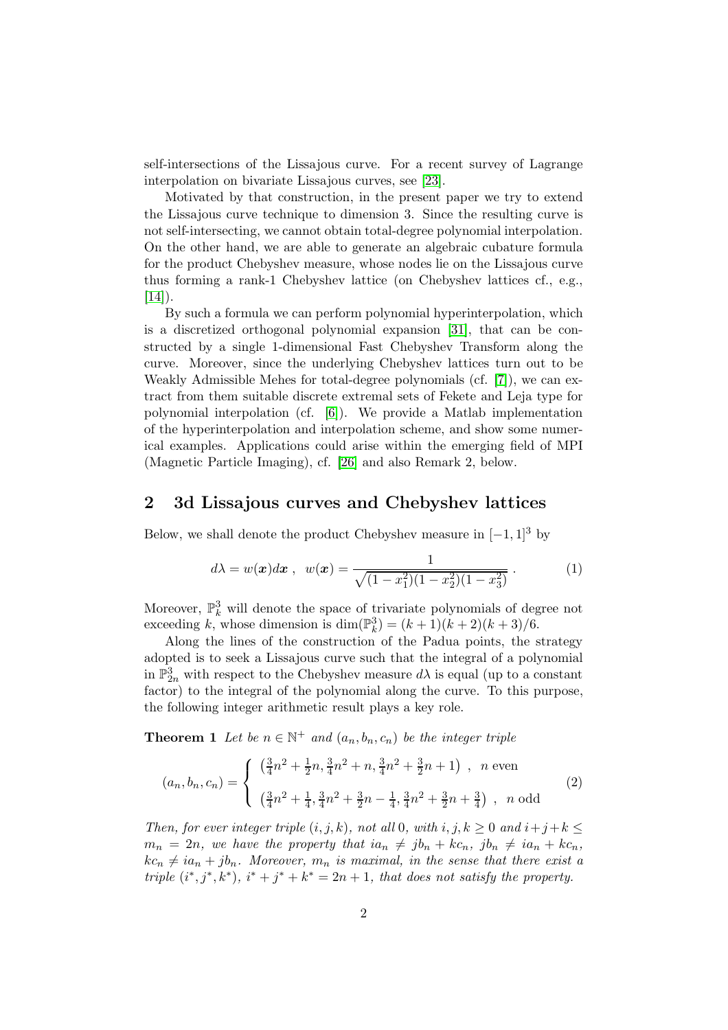self-intersections of the Lissajous curve. For a recent survey of Lagrange interpolation on bivariate Lissajous curves, see [23].

Motivated by that construction, in the present paper we try to extend the Lissajous curve technique to dimension 3. Since the resulting curve is not self-intersecting, we cannot obtain total-degree polynomial interpolation. On the other hand, we are able to generate an algebraic cubature formula for the product Chebyshev measure, whose nodes lie on the Lissajous curve thus forming a rank-1 Chebyshev lattice (on Chebyshev lattices cf., e.g., [14]).

By such a formula we can perform polynomial hyperinterpolation, which is a discretized orthogonal polynomial expansion [31], that can be constructed by a single 1-dimensional Fast Chebyshev Transform along the curve. Moreover, since the underlying Chebyshev lattices turn out to be Weakly Admissible Mehes for total-degree polynomials (cf. [7]), we can extract from them suitable discrete extremal sets of Fekete and Leja type for polynomial interpolation (cf. [6]). We provide a Matlab implementation of the hyperinterpolation and interpolation scheme, and show some numerical examples. Applications could arise within the emerging field of MPI (Magnetic Particle Imaging), cf. [26] and also Remark 2, below.

## 2 3d Lissajous curves and Chebyshev lattices

Below, we shall denote the product Chebyshev measure in $[-1,1]^3$ by

$$d\lambda = w(\boldsymbol{x})d\boldsymbol{x} \ , \ \ w(\boldsymbol{x}) = \frac{1}{\sqrt{(1-x_1^2)(1-x_2^2)(1-x_3^2)}} \ . \tag{1}$$

Moreover, $\mathbb{P}_k^3$ will denote the space of trivariate polynomials of degree not exceeding $k$, whose dimension is $\dim(\mathbb{P}_k^3) = (k+1)(k+2)(k+3)/6$.

Along the lines of the construction of the Padua points, the strategy adopted is to seek a Lissajous curve such that the integral of a polynomial in $\mathbb{P}_{2n}^3$ with respect to the Chebyshev measure $d\lambda$ is equal (up to a constant factor) to the integral of the polynomial along the curve. To this purpose, the following integer arithmetic result plays a key role.

**Theorem 1** *Let be $n \in \mathbb{N}^+$ and $(a_n, b_n, c_n)$ be the integer triple*

$$(a_n, b_n, c_n) = \begin{cases} \left(\frac{3}{4}n^2 + \frac{1}{2}n, \frac{3}{4}n^2 + n, \frac{3}{4}n^2 + \frac{3}{2}n + 1\right) \ , \ \ n \text{ even} \\[2mm] \left(\frac{3}{4}n^2 + \frac{1}{4}, \frac{3}{4}n^2 + \frac{3}{2}n - \frac{1}{4}, \frac{3}{4}n^2 + \frac{3}{2}n + \frac{3}{4}\right) \ , \ \ n \text{ odd} \end{cases} \tag{2}$$

*Then, for ever integer triple $(i,j,k)$, not all 0, with $i,j,k \geq 0$ and $i+j+k \leq m_n = 2n$, we have the property that $ia_n \neq jb_n + kc_n$, $jb_n \neq ia_n + kc_n$, $kc_n \neq ia_n + jb_n$. Moreover, $m_n$ is maximal, in the sense that there exist a triple $(i^*, j^*, k^*)$, $i^* + j^* + k^* = 2n+1$, that does not satisfy the property.*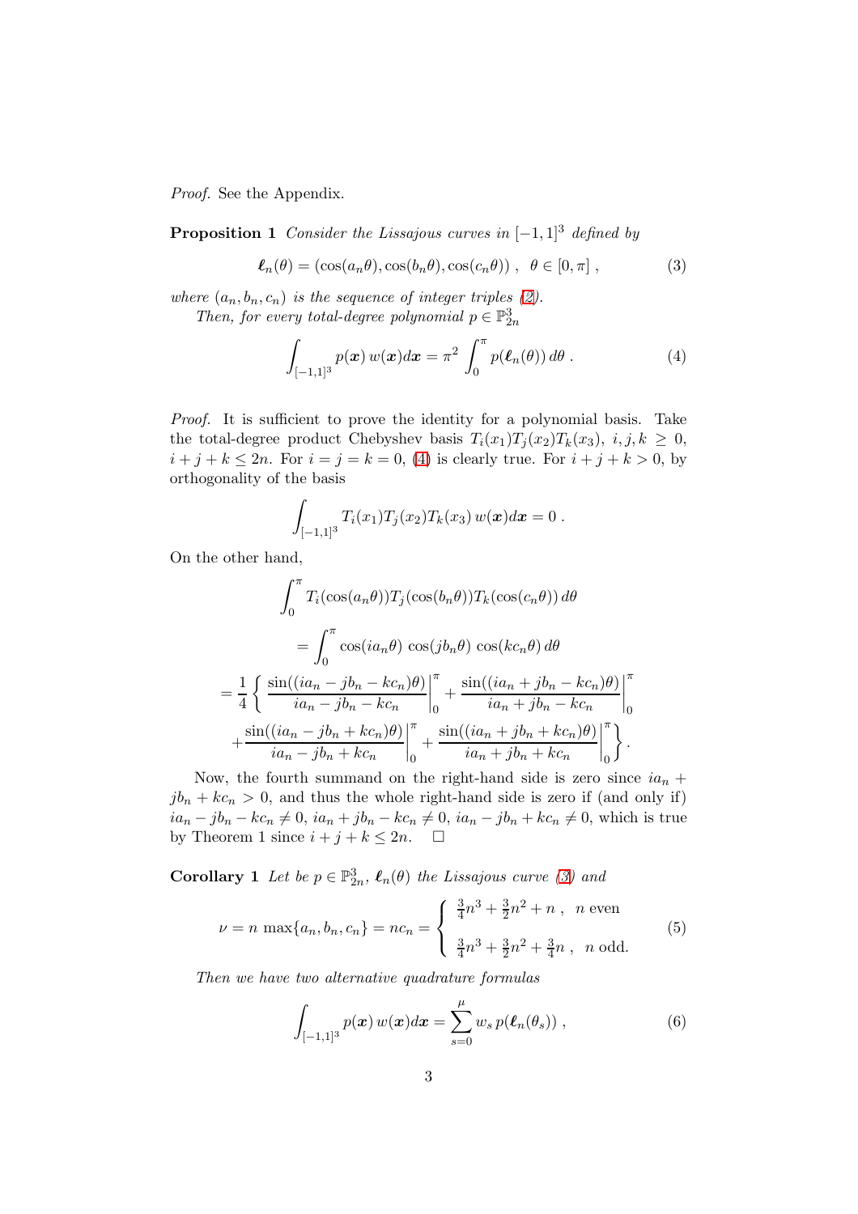*Proof.* See the Appendix.

**Proposition 1** *Consider the Lissajous curves in $[-1,1]^3$ defined by*

$$\boldsymbol{\ell}_n(\theta) = (\cos(a_n\theta), \cos(b_n\theta), \cos(c_n\theta)) \ , \ \ \theta \in [0,\pi] \ , \tag{3}$$

*where $(a_n, b_n, c_n)$ is the sequence of integer triples (2).*

*Then, for every total-degree polynomial $p \in \mathbb{P}^3_{2n}$*

$$\int_{[-1,1]^3} p(\boldsymbol{x})\, w(\boldsymbol{x}) d\boldsymbol{x} = \pi^2 \int_0^\pi p(\boldsymbol{\ell}_n(\theta))\, d\theta \ . \tag{4}$$

*Proof.* It is sufficient to prove the identity for a polynomial basis. Take the total-degree product Chebyshev basis $T_i(x_1)T_j(x_2)T_k(x_3)$, $i,j,k \geq 0$, $i+j+k \leq 2n$. For $i=j=k=0$, (4) is clearly true. For $i+j+k>0$, by orthogonality of the basis

$$\int_{[-1,1]^3} T_i(x_1)T_j(x_2)T_k(x_3)\, w(\boldsymbol{x}) d\boldsymbol{x} = 0 \ .$$

On the other hand,

$$\int_0^\pi T_i(\cos(a_n\theta))T_j(\cos(b_n\theta))T_k(\cos(c_n\theta))\, d\theta$$

$$= \int_0^\pi \cos(ia_n\theta)\, \cos(jb_n\theta)\, \cos(kc_n\theta)\, d\theta$$

$$= \frac{1}{4}\left\{ \left. \frac{\sin((ia_n - jb_n - kc_n)\theta)}{ia_n - jb_n - kc_n} \right|_0^\pi + \left. \frac{\sin((ia_n + jb_n - kc_n)\theta)}{ia_n + jb_n - kc_n} \right|_0^\pi \right.$$

$$\left. + \left. \frac{\sin((ia_n - jb_n + kc_n)\theta)}{ia_n - jb_n + kc_n} \right|_0^\pi + \left. \frac{\sin((ia_n + jb_n + kc_n)\theta)}{ia_n + jb_n + kc_n} \right|_0^\pi \right\} .$$

Now, the fourth summand on the right-hand side is zero since $ia_n + jb_n + kc_n > 0$, and thus the whole right-hand side is zero if (and only if) $ia_n - jb_n - kc_n \neq 0$, $ia_n + jb_n - kc_n \neq 0$, $ia_n - jb_n + kc_n \neq 0$, which is true by Theorem 1 since $i+j+k \leq 2n$. $\square$

**Corollary 1** *Let be $p \in \mathbb{P}^3_{2n}$, $\boldsymbol{\ell}_n(\theta)$ the Lissajous curve (3) and*

$$\nu = n \max\{a_n, b_n, c_n\} = nc_n = \begin{cases} \frac{3}{4}n^3 + \frac{3}{2}n^2 + n \ , & n \text{ even} \\[2ex] \frac{3}{4}n^3 + \frac{3}{2}n^2 + \frac{3}{4}n \ , & n \text{ odd.} \end{cases} \tag{5}$$

*Then we have two alternative quadrature formulas*

$$\int_{[-1,1]^3} p(\boldsymbol{x})\, w(\boldsymbol{x}) d\boldsymbol{x} = \sum_{s=0}^{\mu} w_s\, p(\boldsymbol{\ell}_n(\theta_s)) \ , \tag{6}$$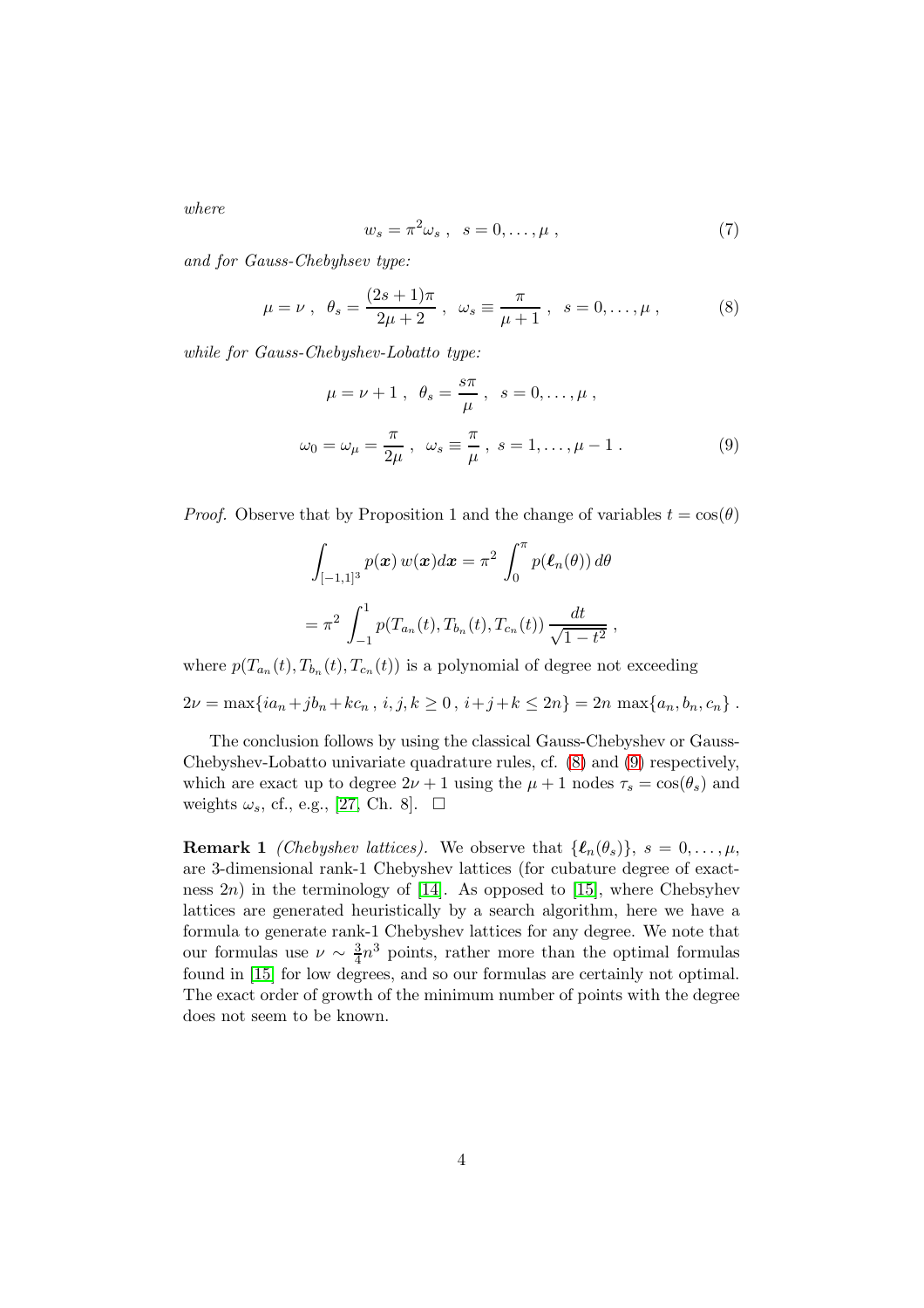*where*

$$w_s = \pi^2 \omega_s \;,\;\; s = 0, \dots, \mu \;, \tag{7}$$

*and for Gauss-Chebyhsev type:*

$$\mu = \nu \;,\;\; \theta_s = \frac{(2s+1)\pi}{2\mu + 2} \;,\;\; \omega_s \equiv \frac{\pi}{\mu + 1} \;,\;\; s = 0, \dots, \mu \;, \tag{8}$$

*while for Gauss-Chebyshev-Lobatto type:*

$$\mu = \nu + 1 \;,\;\; \theta_s = \frac{s\pi}{\mu} \;,\;\; s = 0, \dots, \mu \;,$$

$$\omega_0 = \omega_\mu = \frac{\pi}{2\mu} \;,\;\; \omega_s \equiv \frac{\pi}{\mu} \;,\; s = 1, \dots, \mu - 1 \;. \tag{9}$$

*Proof.* Observe that by Proposition 1 and the change of variables $t = \cos(\theta)$

$$\int_{[-1,1]^3} p(\boldsymbol{x})\, w(\boldsymbol{x}) d\boldsymbol{x} = \pi^2 \int_0^\pi p(\boldsymbol{\ell}_n(\theta))\, d\theta$$

$$= \pi^2 \int_{-1}^1 p(T_{a_n}(t), T_{b_n}(t), T_{c_n}(t))\, \frac{dt}{\sqrt{1-t^2}} \;,$$

where $p(T_{a_n}(t), T_{b_n}(t), T_{c_n}(t))$ is a polynomial of degree not exceeding

$$2\nu = \max\{ia_n + jb_n + kc_n \,,\, i,j,k \geq 0 \,,\, i+j+k \leq 2n\} = 2n \, \max\{a_n, b_n, c_n\} \;.$$

The conclusion follows by using the classical Gauss-Chebyshev or Gauss-Chebyshev-Lobatto univariate quadrature rules, cf. (8) and (9) respectively, which are exact up to degree $2\nu + 1$ using the $\mu + 1$ nodes $\tau_s = \cos(\theta_s)$ and weights $\omega_s$, cf., e.g., [27, Ch. 8]. $\square$

**Remark 1** *(Chebyshev lattices).* We observe that $\{\boldsymbol{\ell}_n(\theta_s)\}$, $s = 0, \dots, \mu$, are 3-dimensional rank-1 Chebyshev lattices (for cubature degree of exactness $2n$) in the terminology of [14]. As opposed to [15], where Chebsyhev lattices are generated heuristically by a search algorithm, here we have a formula to generate rank-1 Chebyshev lattices for any degree. We note that our formulas use $\nu \sim \frac{3}{4} n^3$ points, rather more than the optimal formulas found in [15] for low degrees, and so our formulas are certainly not optimal. The exact order of growth of the minimum number of points with the degree does not seem to be known.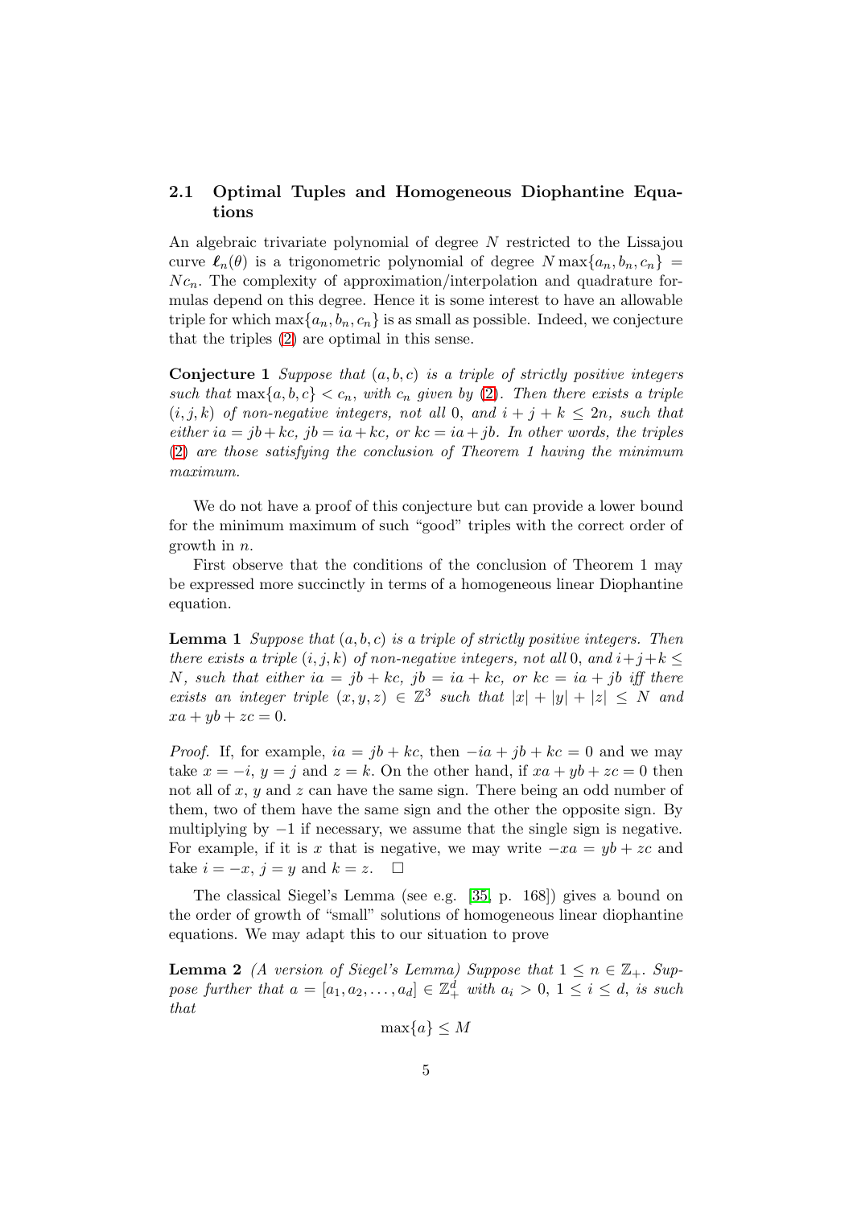### 2.1 Optimal Tuples and Homogeneous Diophantine Equations

An algebraic trivariate polynomial of degree $N$ restricted to the Lissajou curve $\boldsymbol{\ell}_n(\theta)$ is a trigonometric polynomial of degree $N\max\{a_n, b_n, c_n\} = Nc_n$. The complexity of approximation/interpolation and quadrature formulas depend on this degree. Hence it is some interest to have an allowable triple for which $\max\{a_n, b_n, c_n\}$ is as small as possible. Indeed, we conjecture that the triples (2) are optimal in this sense.

**Conjecture 1** *Suppose that $(a, b, c)$ is a triple of strictly positive integers such that $\max\{a, b, c\} < c_n$, with $c_n$ given by (2). Then there exists a triple $(i, j, k)$ of non-negative integers, not all 0, and $i + j + k \leq 2n$, such that either $ia = jb + kc$, $jb = ia + kc$, or $kc = ia + jb$. In other words, the triples (2) are those satisfying the conclusion of Theorem 1 having the minimum maximum.*

We do not have a proof of this conjecture but can provide a lower bound for the minimum maximum of such "good" triples with the correct order of growth in $n$.

First observe that the conditions of the conclusion of Theorem 1 may be expressed more succinctly in terms of a homogeneous linear Diophantine equation.

**Lemma 1** *Suppose that $(a, b, c)$ is a triple of strictly positive integers. Then there exists a triple $(i, j, k)$ of non-negative integers, not all 0, and $i+j+k \leq N$, such that either $ia = jb + kc$, $jb = ia + kc$, or $kc = ia + jb$ iff there exists an integer triple $(x, y, z) \in \mathbb{Z}^3$ such that $|x| + |y| + |z| \leq N$ and $xa + yb + zc = 0$.*

*Proof.* If, for example, $ia = jb + kc$, then $-ia + jb + kc = 0$ and we may take $x = -i$, $y = j$ and $z = k$. On the other hand, if $xa + yb + zc = 0$ then not all of $x$, $y$ and $z$ can have the same sign. There being an odd number of them, two of them have the same sign and the other the opposite sign. By multiplying by $-1$ if necessary, we assume that the single sign is negative. For example, if it is $x$ that is negative, we may write $-xa = yb + zc$ and take $i = -x$, $j = y$ and $k = z$. $\square$

The classical Siegel's Lemma (see e.g. [35, p. 168]) gives a bound on the order of growth of "small" solutions of homogeneous linear diophantine equations. We may adapt this to our situation to prove

**Lemma 2** *(A version of Siegel's Lemma) Suppose that $1 \leq n \in \mathbb{Z}_+$. Suppose further that $a = [a_1, a_2, \ldots, a_d] \in \mathbb{Z}_+^d$ with $a_i > 0$, $1 \leq i \leq d$, is such that*

$$\max\{a\} \leq M$$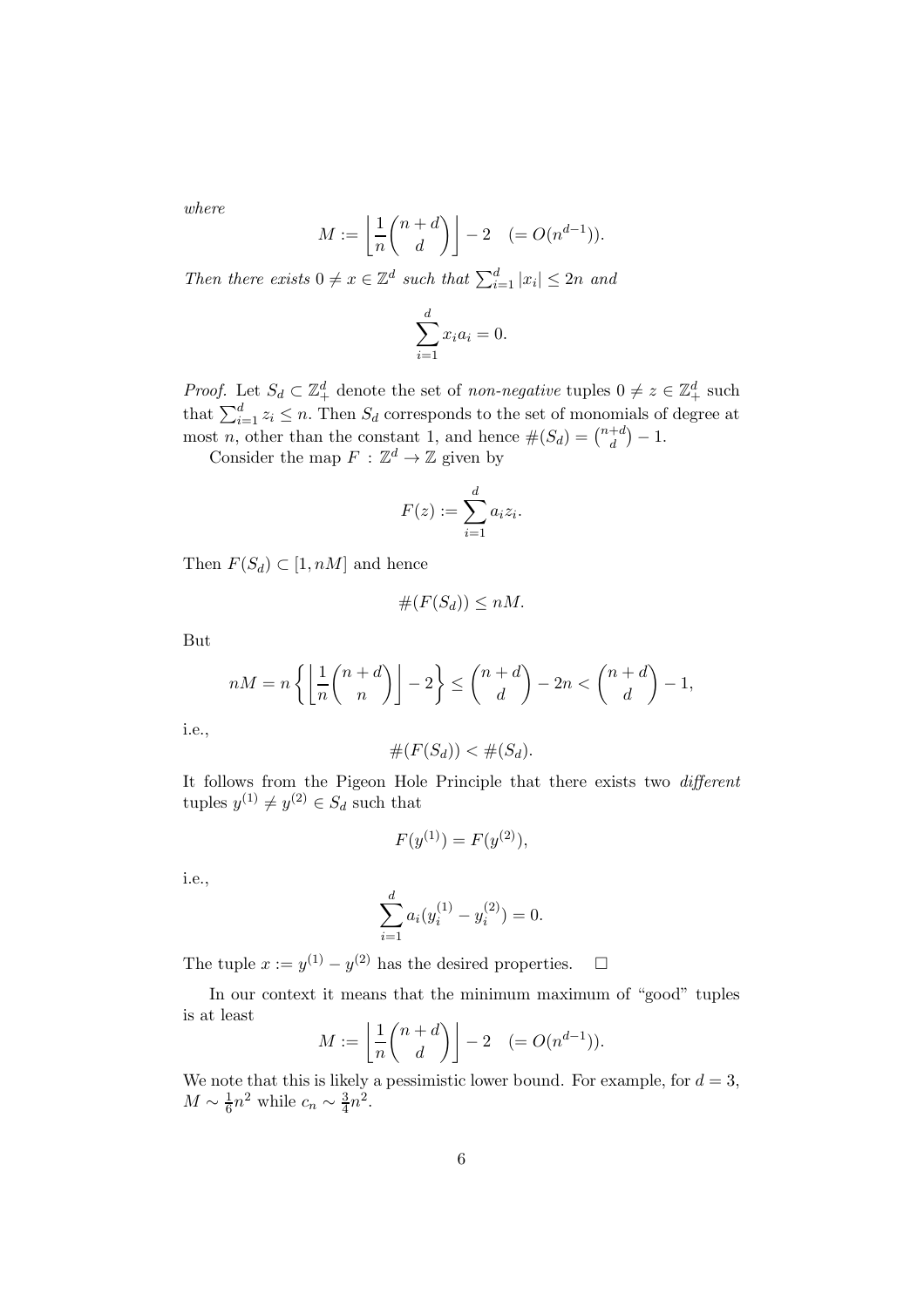*where*

$$M := \left\lfloor \frac{1}{n}\binom{n+d}{d} \right\rfloor - 2 \quad (= O(n^{d-1})).$$

*Then there exists* $0 \neq x \in \mathbb{Z}^d$ *such that* $\sum_{i=1}^{d} |x_i| \leq 2n$ *and*

$$\sum_{i=1}^{d} x_i a_i = 0.$$

*Proof.* Let $S_d \subset \mathbb{Z}_+^d$ denote the set of *non-negative* tuples $0 \neq z \in \mathbb{Z}_+^d$ such that $\sum_{i=1}^{d} z_i \leq n$. Then $S_d$ corresponds to the set of monomials of degree at most $n$, other than the constant 1, and hence $\#(S_d) = \binom{n+d}{d} - 1$.

Consider the map $F : \mathbb{Z}^d \to \mathbb{Z}$ given by

$$F(z) := \sum_{i=1}^{d} a_i z_i.$$

Then $F(S_d) \subset [1, nM]$ and hence

$$\#(F(S_d)) \leq nM.$$

But

$$nM = n\left\{ \left\lfloor \frac{1}{n}\binom{n+d}{n} \right\rfloor - 2 \right\} \leq \binom{n+d}{d} - 2n < \binom{n+d}{d} - 1,$$

i.e.,

$$\#(F(S_d)) < \#(S_d).$$

It follows from the Pigeon Hole Principle that there exists two *different* tuples $y^{(1)} \neq y^{(2)} \in S_d$ such that

$$F(y^{(1)}) = F(y^{(2)}),$$

i.e.,

$$\sum_{i=1}^{d} a_i (y_i^{(1)} - y_i^{(2)}) = 0.$$

The tuple $x := y^{(1)} - y^{(2)}$ has the desired properties. $\square$

In our context it means that the minimum maximum of "good" tuples is at least

$$M := \left\lfloor \frac{1}{n}\binom{n+d}{d} \right\rfloor - 2 \quad (= O(n^{d-1})).$$

We note that this is likely a pessimistic lower bound. For example, for $d = 3$, $M \sim \frac{1}{6}n^2$ while $c_n \sim \frac{3}{4}n^2$.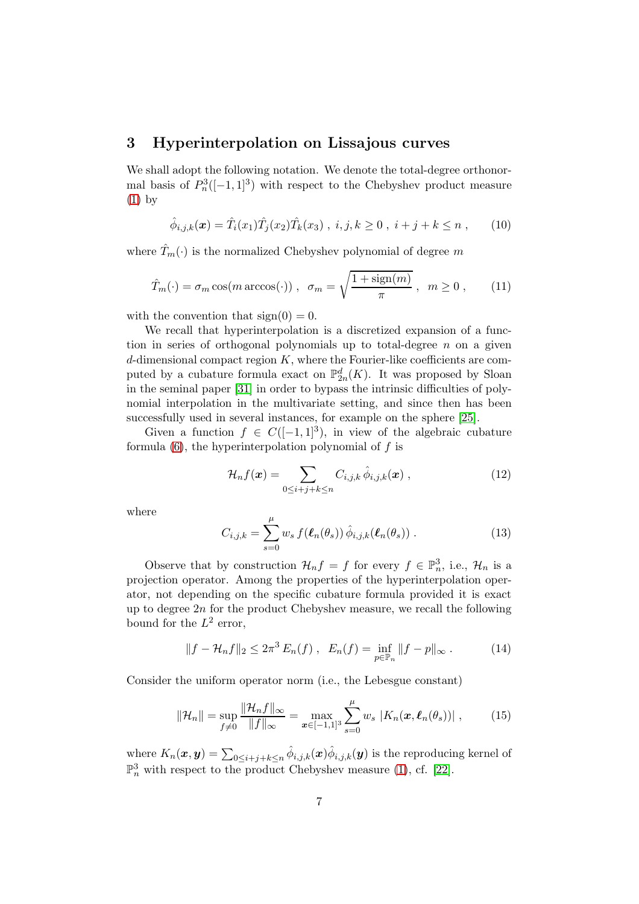## 3 Hyperinterpolation on Lissajous curves

We shall adopt the following notation. We denote the total-degree orthonormal basis of $P_n^3([-1,1]^3)$ with respect to the Chebyshev product measure (1) by

$$\hat{\phi}_{i,j,k}(\boldsymbol{x}) = \hat{T}_i(x_1)\hat{T}_j(x_2)\hat{T}_k(x_3)\;,\; i,j,k \geq 0\;,\; i+j+k \leq n\;, \tag{10}$$

where $\hat{T}_m(\cdot)$ is the normalized Chebyshev polynomial of degree $m$

$$\hat{T}_m(\cdot) = \sigma_m \cos(m \arccos(\cdot))\;,\;\; \sigma_m = \sqrt{\frac{1+\text{sign}(m)}{\pi}}\;,\;\; m \geq 0\;, \tag{11}$$

with the convention that $\text{sign}(0) = 0$.

We recall that hyperinterpolation is a discretized expansion of a function in series of orthogonal polynomials up to total-degree $n$ on a given $d$-dimensional compact region $K$, where the Fourier-like coefficients are computed by a cubature formula exact on $\mathbb{P}_{2n}^d(K)$. It was proposed by Sloan in the seminal paper [31] in order to bypass the intrinsic difficulties of polynomial interpolation in the multivariate setting, and since then has been successfully used in several instances, for example on the sphere [25].

Given a function $f \in C([-1,1]^3)$, in view of the algebraic cubature formula (6), the hyperinterpolation polynomial of $f$ is

$$\mathcal{H}_n f(\boldsymbol{x}) = \sum_{0 \leq i+j+k \leq n} C_{i,j,k}\, \hat{\phi}_{i,j,k}(\boldsymbol{x})\;, \tag{12}$$

where

$$C_{i,j,k} = \sum_{s=0}^{\mu} w_s\, f(\boldsymbol{\ell}_n(\theta_s))\, \hat{\phi}_{i,j,k}(\boldsymbol{\ell}_n(\theta_s))\;. \tag{13}$$

Observe that by construction $\mathcal{H}_n f = f$ for every $f \in \mathbb{P}_n^3$, i.e., $\mathcal{H}_n$ is a projection operator. Among the properties of the hyperinterpolation operator, not depending on the specific cubature formula provided it is exact up to degree $2n$ for the product Chebyshev measure, we recall the following bound for the $L^2$ error,

$$\|f - \mathcal{H}_n f\|_2 \leq 2\pi^3\, E_n(f)\;,\;\; E_n(f) = \inf_{p \in \mathbb{P}_n} \|f - p\|_\infty\;. \tag{14}$$

Consider the uniform operator norm (i.e., the Lebesgue constant)

$$\|\mathcal{H}_n\| = \sup_{f \neq 0} \frac{\|\mathcal{H}_n f\|_\infty}{\|f\|_\infty} = \max_{\boldsymbol{x} \in [-1,1]^3} \sum_{s=0}^{\mu} w_s\, |K_n(\boldsymbol{x}, \boldsymbol{\ell}_n(\theta_s))|\;, \tag{15}$$

where $K_n(\boldsymbol{x},\boldsymbol{y}) = \sum_{0 \leq i+j+k \leq n} \hat{\phi}_{i,j,k}(\boldsymbol{x})\hat{\phi}_{i,j,k}(\boldsymbol{y})$ is the reproducing kernel of $\mathbb{P}_n^3$ with respect to the product Chebyshev measure (1), cf. [22].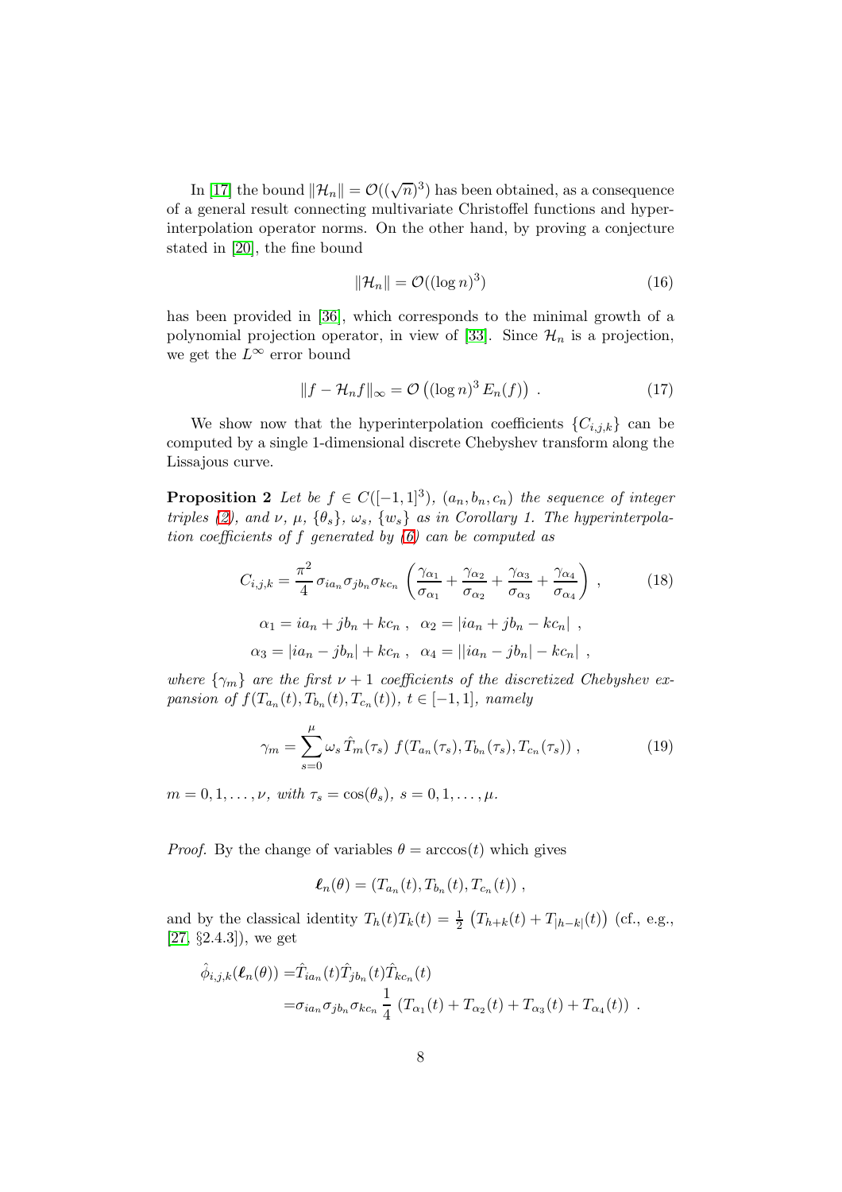In [17] the bound $\|\mathcal{H}_n\| = \mathcal{O}((\sqrt{n})^3)$ has been obtained, as a consequence of a general result connecting multivariate Christoffel functions and hyperinterpolation operator norms. On the other hand, by proving a conjecture stated in [20], the fine bound

$$\|\mathcal{H}_n\| = \mathcal{O}((\log n)^3) \tag{16}$$

has been provided in [36], which corresponds to the minimal growth of a polynomial projection operator, in view of [33]. Since $\mathcal{H}_n$ is a projection, we get the $L^\infty$ error bound

$$\|f - \mathcal{H}_n f\|_\infty = \mathcal{O}\left((\log n)^3 \, E_n(f)\right) \ . \tag{17}$$

We show now that the hyperinterpolation coefficients $\{C_{i,j,k}\}$ can be computed by a single 1-dimensional discrete Chebyshev transform along the Lissajous curve.

**Proposition 2** *Let be $f \in C([-1,1]^3)$, $(a_n, b_n, c_n)$ the sequence of integer triples (2), and $\nu$, $\mu$, $\{\theta_s\}$, $\omega_s$, $\{w_s\}$ as in Corollary 1. The hyperinterpolation coefficients of $f$ generated by (6) can be computed as*

$$C_{i,j,k} = \frac{\pi^2}{4}\, \sigma_{ia_n}\sigma_{jb_n}\sigma_{kc_n} \left( \frac{\gamma_{\alpha_1}}{\sigma_{\alpha_1}} + \frac{\gamma_{\alpha_2}}{\sigma_{\alpha_2}} + \frac{\gamma_{\alpha_3}}{\sigma_{\alpha_3}} + \frac{\gamma_{\alpha_4}}{\sigma_{\alpha_4}} \right) , \tag{18}$$

$$\alpha_1 = ia_n + jb_n + kc_n \ , \ \ \alpha_2 = |ia_n + jb_n - kc_n| \ ,$$

$$\alpha_3 = |ia_n - jb_n| + kc_n \ , \ \ \alpha_4 = ||ia_n - jb_n| - kc_n| \ ,$$

*where $\{\gamma_m\}$ are the first $\nu + 1$ coefficients of the discretized Chebyshev expansion of $f(T_{a_n}(t), T_{b_n}(t), T_{c_n}(t))$, $t \in [-1,1]$, namely*

$$\gamma_m = \sum_{s=0}^{\mu} \omega_s \, \hat{T}_m(\tau_s) \ f(T_{a_n}(\tau_s), T_{b_n}(\tau_s), T_{c_n}(\tau_s)) \ , \tag{19}$$

*$m = 0, 1, \ldots, \nu$, with $\tau_s = \cos(\theta_s)$, $s = 0, 1, \ldots, \mu$.*

*Proof.* By the change of variables $\theta = \arccos(t)$ which gives

$$\boldsymbol{\ell}_n(\theta) = (T_{a_n}(t), T_{b_n}(t), T_{c_n}(t)) \ ,$$

and by the classical identity $T_h(t)T_k(t) = \frac{1}{2}\left(T_{h+k}(t) + T_{|h-k|}(t)\right)$ (cf., e.g., [27, §2.4.3]), we get

$$\begin{aligned}
\hat{\phi}_{i,j,k}(\boldsymbol{\ell}_n(\theta)) =& \hat{T}_{ia_n}(t)\hat{T}_{jb_n}(t)\hat{T}_{kc_n}(t) \\
=& \sigma_{ia_n}\sigma_{jb_n}\sigma_{kc_n} \, \frac{1}{4} \, \left(T_{\alpha_1}(t) + T_{\alpha_2}(t) + T_{\alpha_3}(t) + T_{\alpha_4}(t)\right) \ .
\end{aligned}$$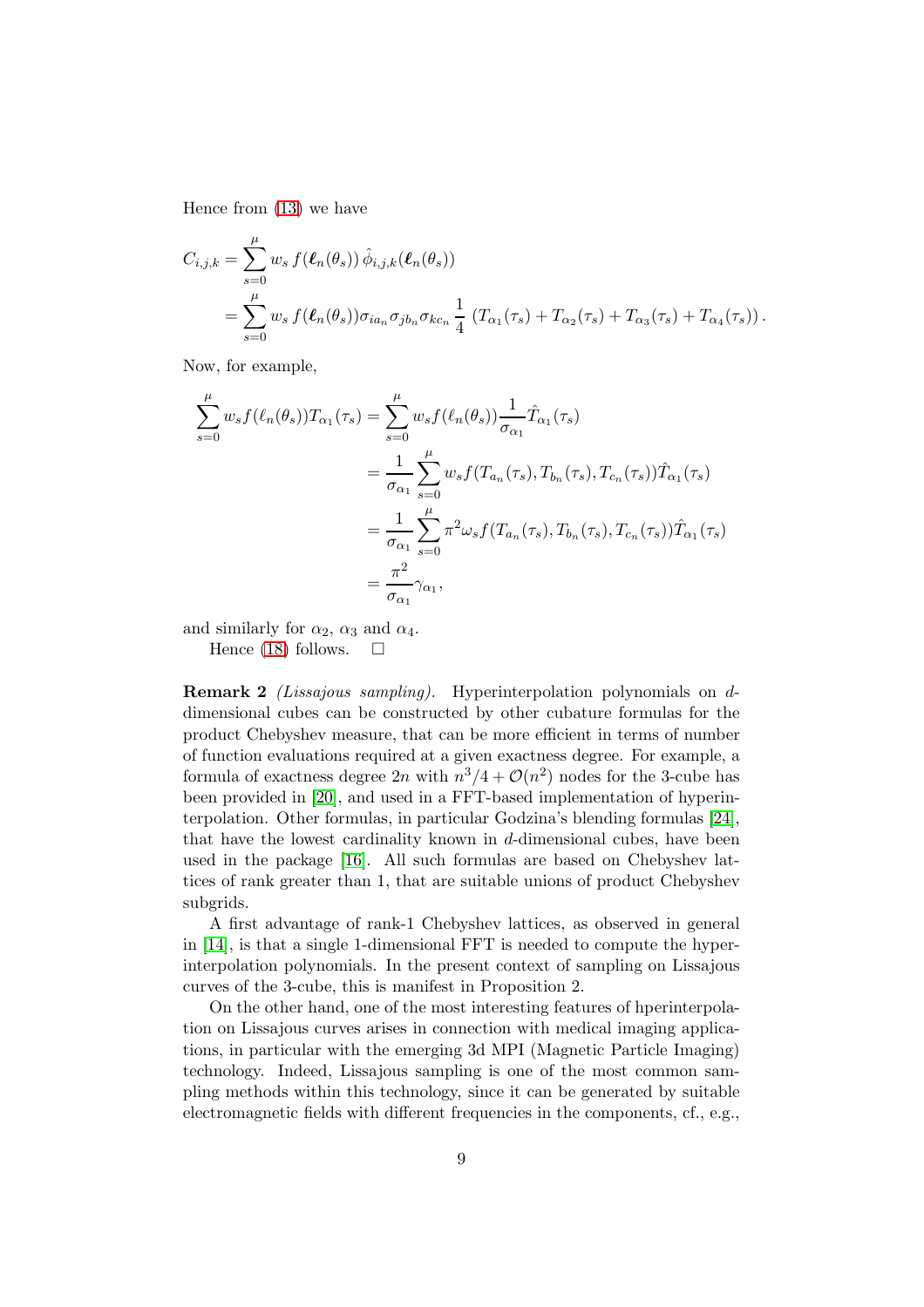Hence from (13) we have

$$
\begin{aligned}
C_{i,j,k} &= \sum_{s=0}^{\mu} w_s \, f(\boldsymbol{\ell}_n(\theta_s)) \, \hat{\phi}_{i,j,k}(\boldsymbol{\ell}_n(\theta_s)) \\
&= \sum_{s=0}^{\mu} w_s \, f(\boldsymbol{\ell}_n(\theta_s)) \sigma_{ia_n} \sigma_{jb_n} \sigma_{kc_n} \, \frac{1}{4} \, \left( T_{\alpha_1}(\tau_s) + T_{\alpha_2}(\tau_s) + T_{\alpha_3}(\tau_s) + T_{\alpha_4}(\tau_s) \right).
\end{aligned}
$$

Now, for example,

$$
\begin{aligned}
\sum_{s=0}^{\mu} w_s f(\ell_n(\theta_s)) T_{\alpha_1}(\tau_s) &= \sum_{s=0}^{\mu} w_s f(\ell_n(\theta_s)) \frac{1}{\sigma_{\alpha_1}} \hat{T}_{\alpha_1}(\tau_s) \\
&= \frac{1}{\sigma_{\alpha_1}} \sum_{s=0}^{\mu} w_s f(T_{a_n}(\tau_s), T_{b_n}(\tau_s), T_{c_n}(\tau_s)) \hat{T}_{\alpha_1}(\tau_s) \\
&= \frac{1}{\sigma_{\alpha_1}} \sum_{s=0}^{\mu} \pi^2 \omega_s f(T_{a_n}(\tau_s), T_{b_n}(\tau_s), T_{c_n}(\tau_s)) \hat{T}_{\alpha_1}(\tau_s) \\
&= \frac{\pi^2}{\sigma_{\alpha_1}} \gamma_{\alpha_1},
\end{aligned}
$$

and similarly for $\alpha_2$, $\alpha_3$ and $\alpha_4$.

Hence (18) follows. $\square$

**Remark 2** *(Lissajous sampling).* Hyperinterpolation polynomials on $d$-dimensional cubes can be constructed by other cubature formulas for the product Chebyshev measure, that can be more efficient in terms of number of function evaluations required at a given exactness degree. For example, a formula of exactness degree $2n$ with $n^3/4 + \mathcal{O}(n^2)$ nodes for the 3-cube has been provided in [20], and used in a FFT-based implementation of hyperinterpolation. Other formulas, in particular Godzina's blending formulas [24], that have the lowest cardinality known in $d$-dimensional cubes, have been used in the package [16]. All such formulas are based on Chebyshev lattices of rank greater than 1, that are suitable unions of product Chebyshev subgrids.

A first advantage of rank-1 Chebyshev lattices, as observed in general in [14], is that a single 1-dimensional FFT is needed to compute the hyperinterpolation polynomials. In the present context of sampling on Lissajous curves of the 3-cube, this is manifest in Proposition 2.

On the other hand, one of the most interesting features of hperinterpolation on Lissajous curves arises in connection with medical imaging applications, in particular with the emerging 3d MPI (Magnetic Particle Imaging) technology. Indeed, Lissajous sampling is one of the most common sampling methods within this technology, since it can be generated by suitable electromagnetic fields with different frequencies in the components, cf., e.g.,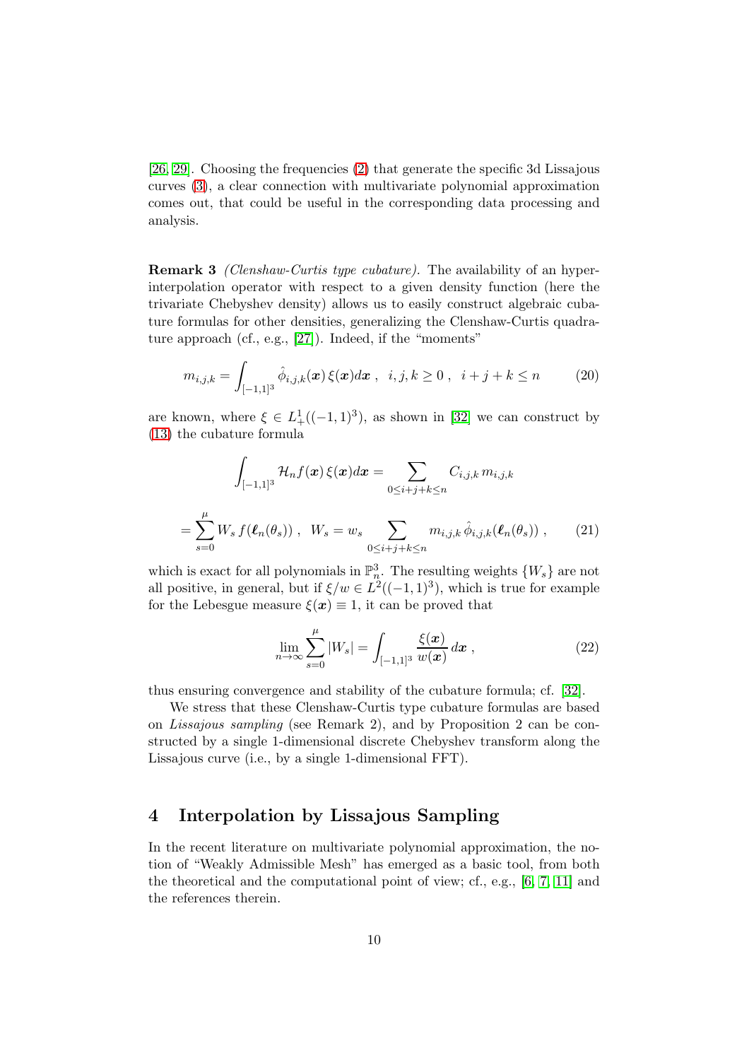[26, 29]. Choosing the frequencies (2) that generate the specific 3d Lissajous curves (3), a clear connection with multivariate polynomial approximation comes out, that could be useful in the corresponding data processing and analysis.

**Remark 3** *(Clenshaw-Curtis type cubature).* The availability of an hyperinterpolation operator with respect to a given density function (here the trivariate Chebyshev density) allows us to easily construct algebraic cubature formulas for other densities, generalizing the Clenshaw-Curtis quadrature approach (cf., e.g., [27]). Indeed, if the "moments"

$$m_{i,j,k} = \int_{[-1,1]^3} \hat{\phi}_{i,j,k}(\boldsymbol{x})\, \xi(\boldsymbol{x}) d\boldsymbol{x} \;, \;\; i,j,k \geq 0 \;, \;\; i+j+k \leq n \tag{20}$$

are known, where $\xi \in L^1_+((-1,1)^3)$, as shown in [32] we can construct by (13) the cubature formula

$$\int_{[-1,1]^3} \mathcal{H}_n f(\boldsymbol{x})\, \xi(\boldsymbol{x}) d\boldsymbol{x} = \sum_{0 \leq i+j+k \leq n} C_{i,j,k}\, m_{i,j,k}$$

$$= \sum_{s=0}^{\mu} W_s\, f(\boldsymbol{\ell}_n(\theta_s)) \;, \;\; W_s = w_s \sum_{0 \leq i+j+k \leq n} m_{i,j,k}\, \hat{\phi}_{i,j,k}(\boldsymbol{\ell}_n(\theta_s)) \;, \tag{21}$$

which is exact for all polynomials in $\mathbb{P}^3_n$. The resulting weights $\{W_s\}$ are not all positive, in general, but if $\xi/w \in L^2((-1,1)^3)$, which is true for example for the Lebesgue measure $\xi(\boldsymbol{x}) \equiv 1$, it can be proved that

$$\lim_{n \to \infty} \sum_{s=0}^{\mu} |W_s| = \int_{[-1,1]^3} \frac{\xi(\boldsymbol{x})}{w(\boldsymbol{x})}\, d\boldsymbol{x} \;, \tag{22}$$

thus ensuring convergence and stability of the cubature formula; cf. [32].

We stress that these Clenshaw-Curtis type cubature formulas are based on *Lissajous sampling* (see Remark 2), and by Proposition 2 can be constructed by a single 1-dimensional discrete Chebyshev transform along the Lissajous curve (i.e., by a single 1-dimensional FFT).

## 4 Interpolation by Lissajous Sampling

In the recent literature on multivariate polynomial approximation, the notion of "Weakly Admissible Mesh" has emerged as a basic tool, from both the theoretical and the computational point of view; cf., e.g., [6, 7, 11] and the references therein.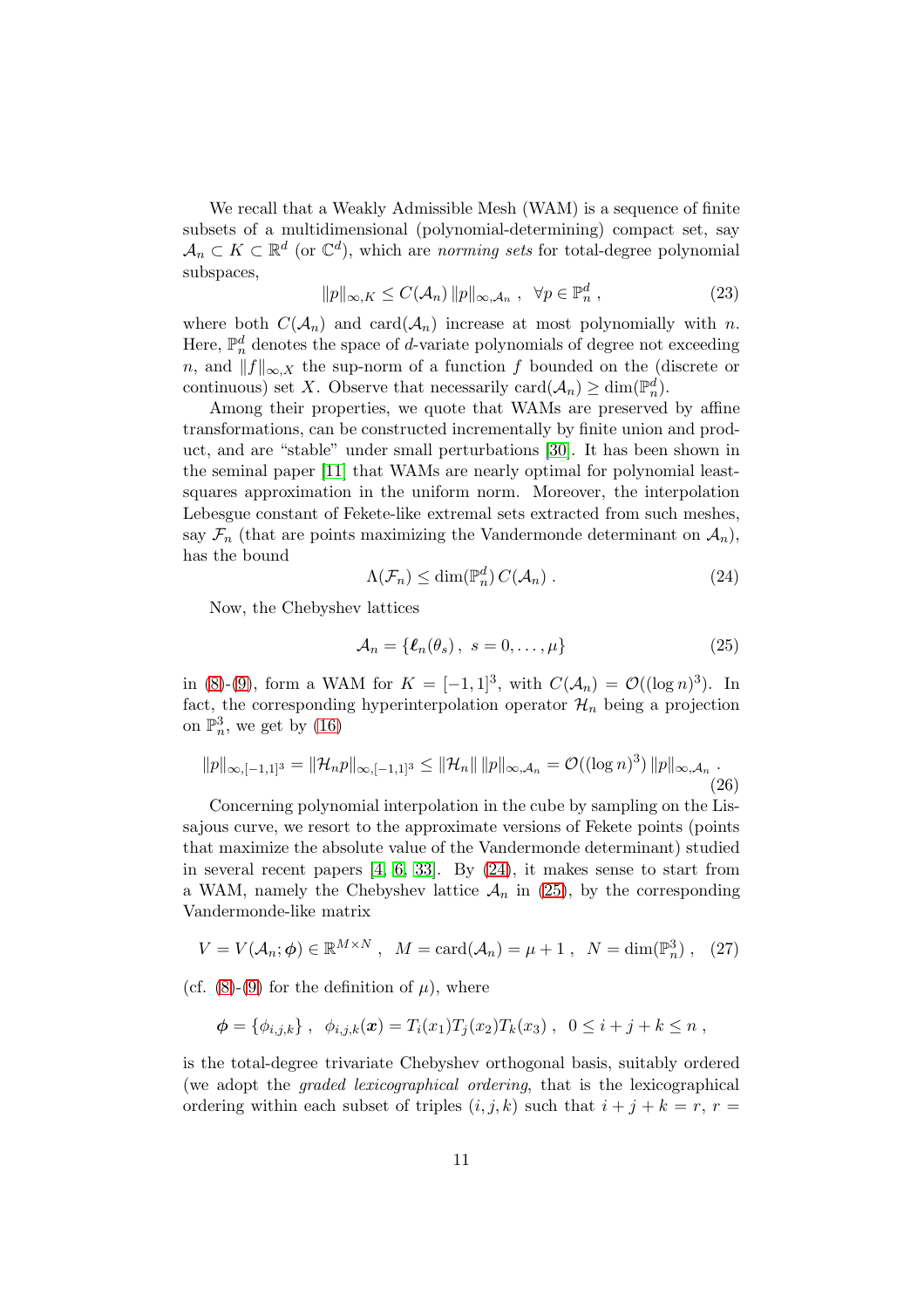We recall that a Weakly Admissible Mesh (WAM) is a sequence of finite subsets of a multidimensional (polynomial-determining) compact set, say $\mathcal{A}_n \subset K \subset \mathbb{R}^d$ (or $\mathbb{C}^d$), which are *norming sets* for total-degree polynomial subspaces,

$$\|p\|_{\infty,K} \leq C(\mathcal{A}_n)\, \|p\|_{\infty,\mathcal{A}_n} \;,\;\; \forall p \in \mathbb{P}_n^d \;, \tag{23}$$

where both $C(\mathcal{A}_n)$ and $\mathrm{card}(\mathcal{A}_n)$ increase at most polynomially with $n$. Here, $\mathbb{P}_n^d$ denotes the space of $d$-variate polynomials of degree not exceeding $n$, and $\|f\|_{\infty,X}$ the sup-norm of a function $f$ bounded on the (discrete or continuous) set $X$. Observe that necessarily $\mathrm{card}(\mathcal{A}_n) \geq \dim(\mathbb{P}_n^d)$.

Among their properties, we quote that WAMs are preserved by affine transformations, can be constructed incrementally by finite union and product, and are "stable" under small perturbations [30]. It has been shown in the seminal paper [11] that WAMs are nearly optimal for polynomial least-squares approximation in the uniform norm. Moreover, the interpolation Lebesgue constant of Fekete-like extremal sets extracted from such meshes, say $\mathcal{F}_n$ (that are points maximizing the Vandermonde determinant on $\mathcal{A}_n$), has the bound

$$\Lambda(\mathcal{F}_n) \leq \dim(\mathbb{P}_n^d)\, C(\mathcal{A}_n) \;. \tag{24}$$

Now, the Chebyshev lattices

$$\mathcal{A}_n = \{\boldsymbol{\ell}_n(\theta_s)\,,\; s = 0, \ldots, \mu\} \tag{25}$$

in (8)-(9), form a WAM for $K = [-1,1]^3$, with $C(\mathcal{A}_n) = \mathcal{O}((\log n)^3)$. In fact, the corresponding hyperinterpolation operator $\mathcal{H}_n$ being a projection on $\mathbb{P}_n^3$, we get by (16)

$$\|p\|_{\infty,[-1,1]^3} = \|\mathcal{H}_n p\|_{\infty,[-1,1]^3} \leq \|\mathcal{H}_n\|\, \|p\|_{\infty,\mathcal{A}_n} = \mathcal{O}((\log n)^3)\, \|p\|_{\infty,\mathcal{A}_n} \;. \tag{26}$$

Concerning polynomial interpolation in the cube by sampling on the Lissajous curve, we resort to the approximate versions of Fekete points (points that maximize the absolute value of the Vandermonde determinant) studied in several recent papers [4, 6, 33]. By (24), it makes sense to start from a WAM, namely the Chebyshev lattice $\mathcal{A}_n$ in (25), by the corresponding Vandermonde-like matrix

$$V = V(\mathcal{A}_n; \boldsymbol{\phi}) \in \mathbb{R}^{M\times N} \;,\;\; M = \mathrm{card}(\mathcal{A}_n) = \mu + 1 \;,\;\; N = \dim(\mathbb{P}_n^3) \;, \tag{27}$$

(cf. (8)-(9) for the definition of $\mu$), where

$$\boldsymbol{\phi} = \{\phi_{i,j,k}\} \;,\;\; \phi_{i,j,k}(\boldsymbol{x}) = T_i(x_1)T_j(x_2)T_k(x_3) \;,\;\; 0 \leq i+j+k \leq n \;,$$

is the total-degree trivariate Chebyshev orthogonal basis, suitably ordered (we adopt the *graded lexicographical ordering*, that is the lexicographical ordering within each subset of triples $(i,j,k)$ such that $i+j+k = r$, $r =$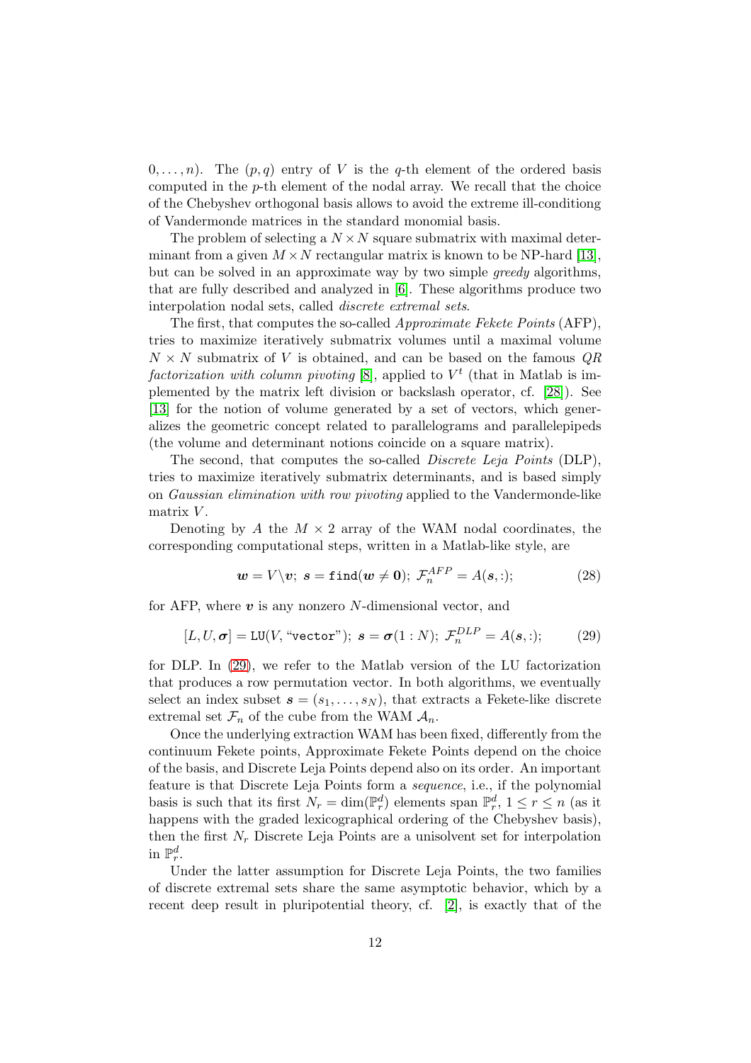$0, \ldots, n$). The $(p, q)$ entry of $V$ is the $q$-th element of the ordered basis computed in the $p$-th element of the nodal array. We recall that the choice of the Chebyshev orthogonal basis allows to avoid the extreme ill-conditiong of Vandermonde matrices in the standard monomial basis.

The problem of selecting a $N \times N$ square submatrix with maximal determinant from a given $M \times N$ rectangular matrix is known to be NP-hard [13], but can be solved in an approximate way by two simple *greedy* algorithms, that are fully described and analyzed in [6]. These algorithms produce two interpolation nodal sets, called *discrete extremal sets*.

The first, that computes the so-called *Approximate Fekete Points* (AFP), tries to maximize iteratively submatrix volumes until a maximal volume $N \times N$ submatrix of $V$ is obtained, and can be based on the famous *QR factorization with column pivoting* [8], applied to $V^t$ (that in Matlab is implemented by the matrix left division or backslash operator, cf. [28]). See [13] for the notion of volume generated by a set of vectors, which generalizes the geometric concept related to parallelograms and parallelepipeds (the volume and determinant notions coincide on a square matrix).

The second, that computes the so-called *Discrete Leja Points* (DLP), tries to maximize iteratively submatrix determinants, and is based simply on *Gaussian elimination with row pivoting* applied to the Vandermonde-like matrix $V$.

Denoting by $A$ the $M \times 2$ array of the WAM nodal coordinates, the corresponding computational steps, written in a Matlab-like style, are

$$\boldsymbol{w} = V \backslash \boldsymbol{v};\ \boldsymbol{s} = \texttt{find}(\boldsymbol{w} \neq \boldsymbol{0});\ \mathcal{F}_n^{AFP} = A(\boldsymbol{s}, :); \tag{28}$$

for AFP, where $\boldsymbol{v}$ is any nonzero $N$-dimensional vector, and

$$[L, U, \boldsymbol{\sigma}] = \texttt{LU}(V, \text{“}\texttt{vector}\text{''});\ \boldsymbol{s} = \boldsymbol{\sigma}(1 : N);\ \mathcal{F}_n^{DLP} = A(\boldsymbol{s}, :); \tag{29}$$

for DLP. In (29), we refer to the Matlab version of the LU factorization that produces a row permutation vector. In both algorithms, we eventually select an index subset $\boldsymbol{s} = (s_1, \ldots, s_N)$, that extracts a Fekete-like discrete extremal set $\mathcal{F}_n$ of the cube from the WAM $\mathcal{A}_n$.

Once the underlying extraction WAM has been fixed, differently from the continuum Fekete points, Approximate Fekete Points depend on the choice of the basis, and Discrete Leja Points depend also on its order. An important feature is that Discrete Leja Points form a *sequence*, i.e., if the polynomial basis is such that its first $N_r = \dim(\mathbb{P}_r^d)$ elements span $\mathbb{P}_r^d$, $1 \leq r \leq n$ (as it happens with the graded lexicographical ordering of the Chebyshev basis), then the first $N_r$ Discrete Leja Points are a unisolvent set for interpolation in $\mathbb{P}_r^d$.

Under the latter assumption for Discrete Leja Points, the two families of discrete extremal sets share the same asymptotic behavior, which by a recent deep result in pluripotential theory, cf. [2], is exactly that of the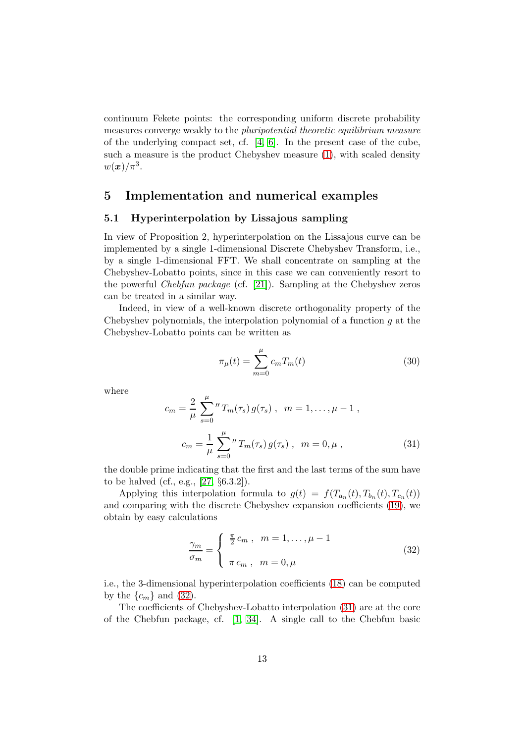continuum Fekete points: the corresponding uniform discrete probability measures converge weakly to the *pluripotential theoretic equilibrium measure* of the underlying compact set, cf. [4, 6]. In the present case of the cube, such a measure is the product Chebyshev measure (1), with scaled density $w(\boldsymbol{x})/\pi^3$.

## 5 Implementation and numerical examples

### 5.1 Hyperinterpolation by Lissajous sampling

In view of Proposition 2, hyperinterpolation on the Lissajous curve can be implemented by a single 1-dimensional Discrete Chebyshev Transform, i.e., by a single 1-dimensional FFT. We shall concentrate on sampling at the Chebyshev-Lobatto points, since in this case we can conveniently resort to the powerful *Chebfun package* (cf. [21]). Sampling at the Chebyshev zeros can be treated in a similar way.

Indeed, in view of a well-known discrete orthogonality property of the Chebyshev polynomials, the interpolation polynomial of a function $g$ at the Chebyshev-Lobatto points can be written as

$$\pi_\mu(t) = \sum_{m=0}^{\mu} c_m T_m(t) \tag{30}$$

where

$$c_m = \frac{2}{\mu} \sum_{s=0}^{\mu}{}'' \, T_m(\tau_s)\, g(\tau_s) \;, \quad m = 1, \dots, \mu - 1 \;,$$

$$c_m = \frac{1}{\mu} \sum_{s=0}^{\mu}{}'' \, T_m(\tau_s)\, g(\tau_s) \;, \quad m = 0, \mu \;, \tag{31}$$

the double prime indicating that the first and the last terms of the sum have to be halved (cf., e.g., [27, §6.3.2]).

Applying this interpolation formula to $g(t) = f(T_{a_n}(t), T_{b_n}(t), T_{c_n}(t))$ and comparing with the discrete Chebyshev expansion coefficients (19), we obtain by easy calculations

$$\frac{\gamma_m}{\sigma_m} = \begin{cases} \frac{\pi}{2}\, c_m \;, & m = 1, \dots, \mu - 1 \\ \\ \pi\, c_m \;, & m = 0, \mu \end{cases} \tag{32}$$

i.e., the 3-dimensional hyperinterpolation coefficients (18) can be computed by the $\{c_m\}$ and (32).

The coefficients of Chebyshev-Lobatto interpolation (31) are at the core of the Chebfun package, cf. [1, 34]. A single call to the Chebfun basic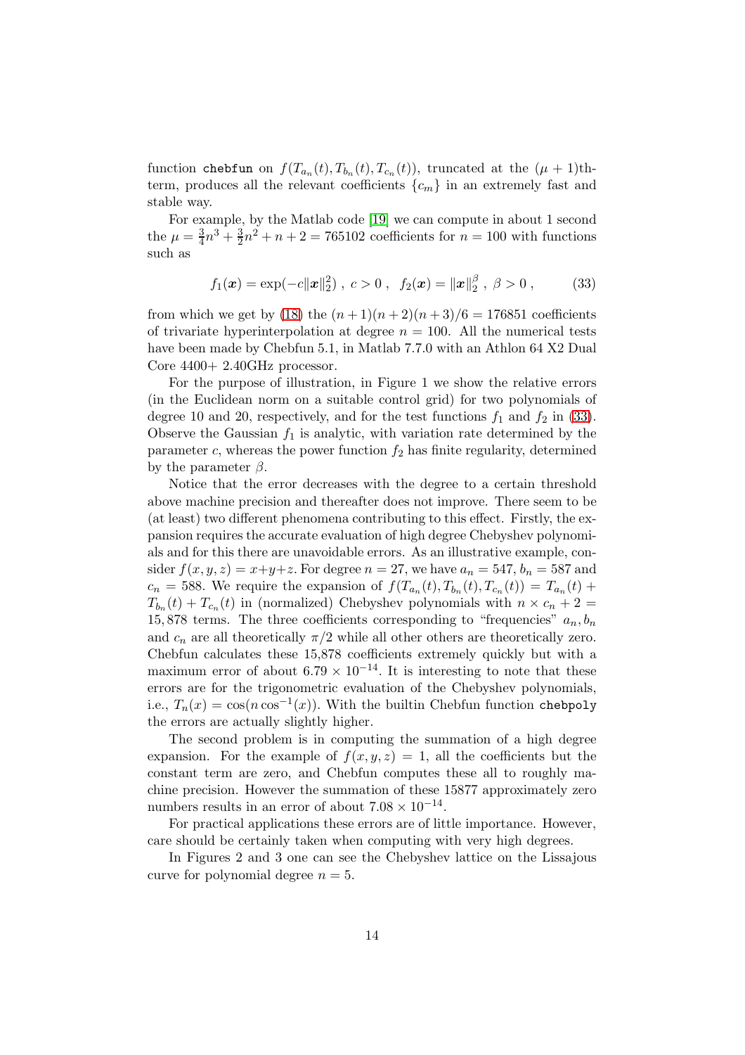function `chebfun` on $f(T_{a_n}(t), T_{b_n}(t), T_{c_n}(t))$, truncated at the $(\mu+1)$th-term, produces all the relevant coefficients $\{c_m\}$ in an extremely fast and stable way.

For example, by the Matlab code [19] we can compute in about 1 second the $\mu = \frac{3}{4}n^3 + \frac{3}{2}n^2 + n + 2 = 765102$ coefficients for $n = 100$ with functions such as

$$f_1(\boldsymbol{x}) = \exp(-c\|\boldsymbol{x}\|_2^2)\ ,\ c > 0\ ,\quad f_2(\boldsymbol{x}) = \|\boldsymbol{x}\|_2^\beta\ ,\ \beta > 0\ , \tag{33}$$

from which we get by (18) the $(n+1)(n+2)(n+3)/6 = 176851$ coefficients of trivariate hyperinterpolation at degree $n = 100$. All the numerical tests have been made by Chebfun 5.1, in Matlab 7.7.0 with an Athlon 64 X2 Dual Core 4400+ 2.40GHz processor.

For the purpose of illustration, in Figure 1 we show the relative errors (in the Euclidean norm on a suitable control grid) for two polynomials of degree 10 and 20, respectively, and for the test functions $f_1$ and $f_2$ in (33). Observe the Gaussian $f_1$ is analytic, with variation rate determined by the parameter $c$, whereas the power function $f_2$ has finite regularity, determined by the parameter $\beta$.

Notice that the error decreases with the degree to a certain threshold above machine precision and thereafter does not improve. There seem to be (at least) two different phenomena contributing to this effect. Firstly, the expansion requires the accurate evaluation of high degree Chebyshev polynomials and for this there are unavoidable errors. As an illustrative example, consider $f(x, y, z) = x+y+z$. For degree $n = 27$, we have $a_n = 547$, $b_n = 587$ and $c_n = 588$. We require the expansion of $f(T_{a_n}(t), T_{b_n}(t), T_{c_n}(t)) = T_{a_n}(t) + T_{b_n}(t) + T_{c_n}(t)$ in (normalized) Chebyshev polynomials with $n \times c_n + 2 = 15{,}878$ terms. The three coefficients corresponding to "frequencies" $a_n, b_n$ and $c_n$ are all theoretically $\pi/2$ while all other others are theoretically zero. Chebfun calculates these 15,878 coefficients extremely quickly but with a maximum error of about $6.79 \times 10^{-14}$. It is interesting to note that these errors are for the trigonometric evaluation of the Chebyshev polynomials, i.e., $T_n(x) = \cos(n \cos^{-1}(x))$. With the builtin Chebfun function `chebpoly` the errors are actually slightly higher.

The second problem is in computing the summation of a high degree expansion. For the example of $f(x, y, z) = 1$, all the coefficients but the constant term are zero, and Chebfun computes these all to roughly machine precision. However the summation of these 15877 approximately zero numbers results in an error of about $7.08 \times 10^{-14}$.

For practical applications these errors are of little importance. However, care should be certainly taken when computing with very high degrees.

In Figures 2 and 3 one can see the Chebyshev lattice on the Lissajous curve for polynomial degree $n = 5$.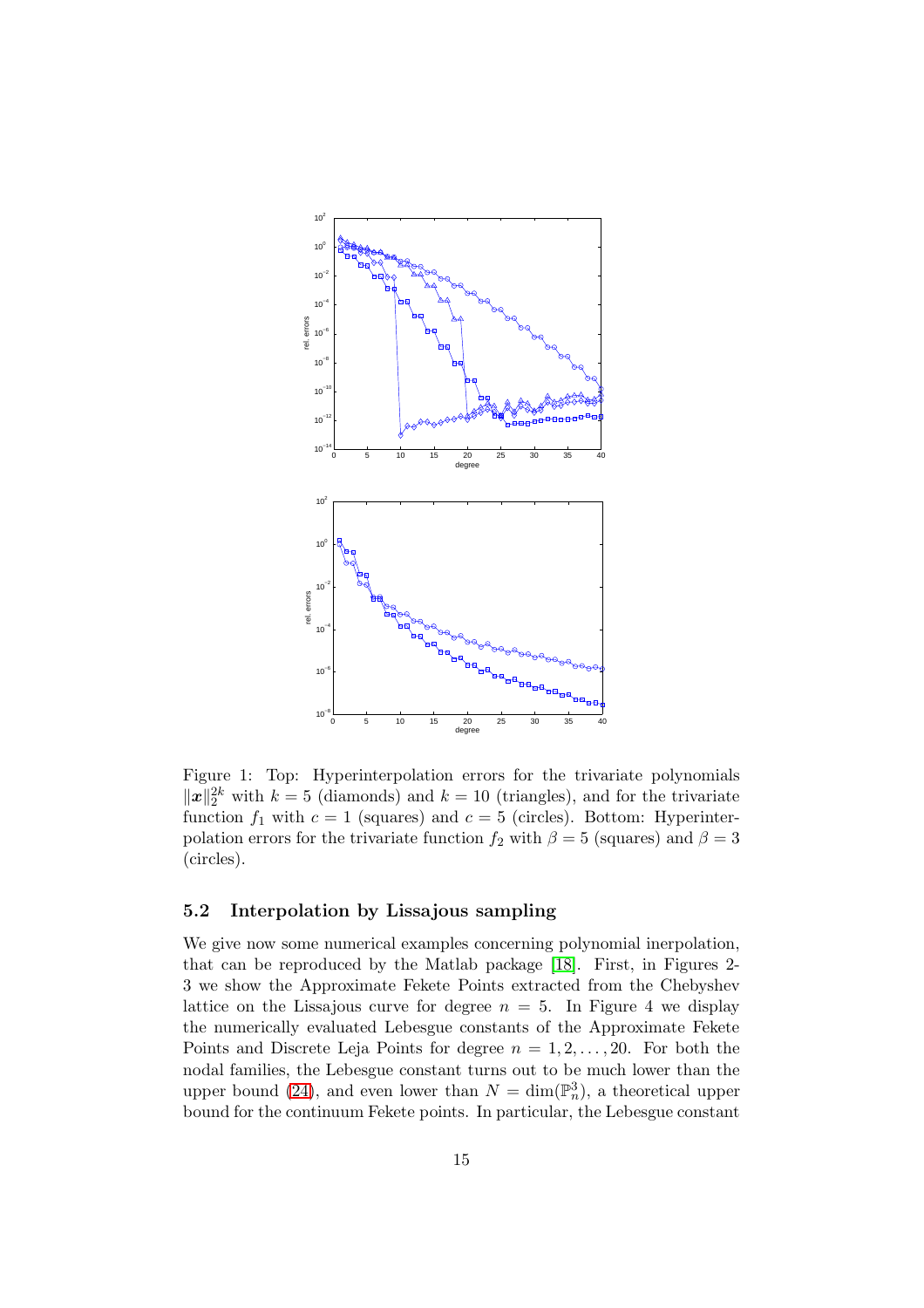Figure 1: Top: Hyperinterpolation errors for the trivariate polynomials $\|\boldsymbol{x}\|_2^{2k}$ with $k = 5$ (diamonds) and $k = 10$ (triangles), and for the trivariate function $f_1$ with $c = 1$ (squares) and $c = 5$ (circles). Bottom: Hyperinterpolation errors for the trivariate function $f_2$ with $\beta = 5$ (squares) and $\beta = 3$ (circles).

### 5.2 Interpolation by Lissajous sampling

We give now some numerical examples concerning polynomial inerpolation, that can be reproduced by the Matlab package [18]. First, in Figures 2-3 we show the Approximate Fekete Points extracted from the Chebyshev lattice on the Lissajous curve for degree $n = 5$. In Figure 4 we display the numerically evaluated Lebesgue constants of the Approximate Fekete Points and Discrete Leja Points for degree $n = 1, 2, \ldots, 20$. For both the nodal families, the Lebesgue constant turns out to be much lower than the upper bound (24), and even lower than $N = \dim(\mathbb{P}_n^3)$, a theoretical upper bound for the continuum Fekete points. In particular, the Lebesgue constant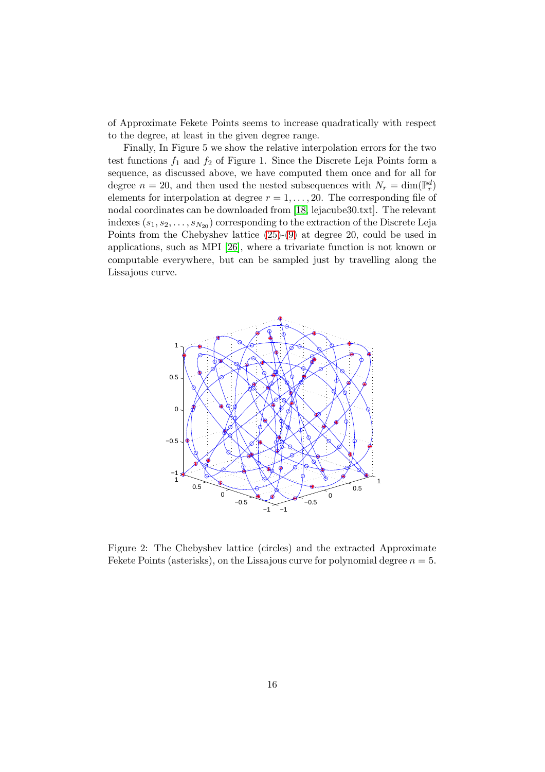of Approximate Fekete Points seems to increase quadratically with respect to the degree, at least in the given degree range.

Finally, In Figure 5 we show the relative interpolation errors for the two test functions $f_1$ and $f_2$ of Figure 1. Since the Discrete Leja Points form a sequence, as discussed above, we have computed them once and for all for degree $n = 20$, and then used the nested subsequences with $N_r = \dim(\mathbb{P}_r^d)$ elements for interpolation at degree $r = 1, \ldots, 20$. The corresponding file of nodal coordinates can be downloaded from [18, lejacube30.txt]. The relevant indexes $(s_1, s_2, \ldots, s_{N_{20}})$ corresponding to the extraction of the Discrete Leja Points from the Chebyshev lattice (25)-(9) at degree 20, could be used in applications, such as MPI [26], where a trivariate function is not known or computable everywhere, but can be sampled just by travelling along the Lissajous curve.

Figure 2: The Chebyshev lattice (circles) and the extracted Approximate Fekete Points (asterisks), on the Lissajous curve for polynomial degree $n = 5$.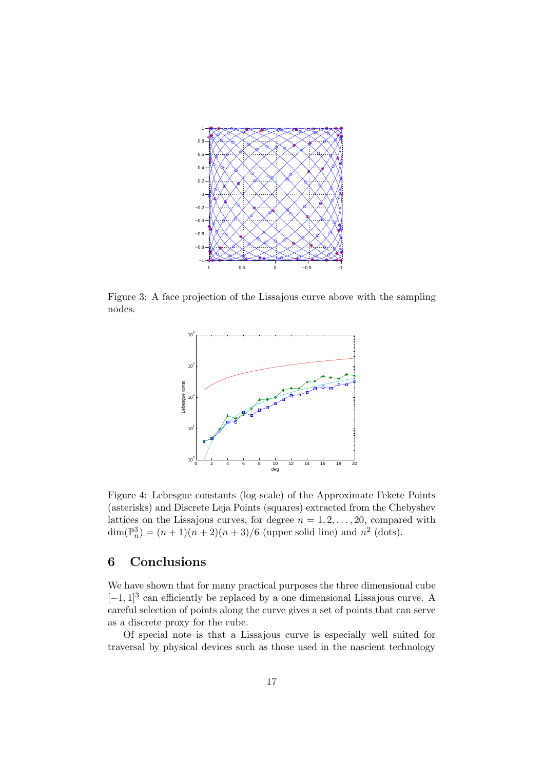Figure 3: A face projection of the Lissajous curve above with the sampling nodes.

Figure 4: Lebesgue constants (log scale) of the Approximate Fekete Points (asterisks) and Discrete Leja Points (squares) extracted from the Chebyshev lattices on the Lissajous curves, for degree $n = 1, 2, \ldots, 20$, compared with $\dim(\mathbb{P}_n^3) = (n+1)(n+2)(n+3)/6$ (upper solid line) and $n^2$ (dots).

# 6 Conclusions

We have shown that for many practical purposes the three dimensional cube $[-1, 1]^3$ can efficiently be replaced by a one dimensional Lissajous curve. A careful selection of points along the curve gives a set of points that can serve as a discrete proxy for the cube.

Of special note is that a Lissajous curve is especially well suited for traversal by physical devices such as those used in the nascient technology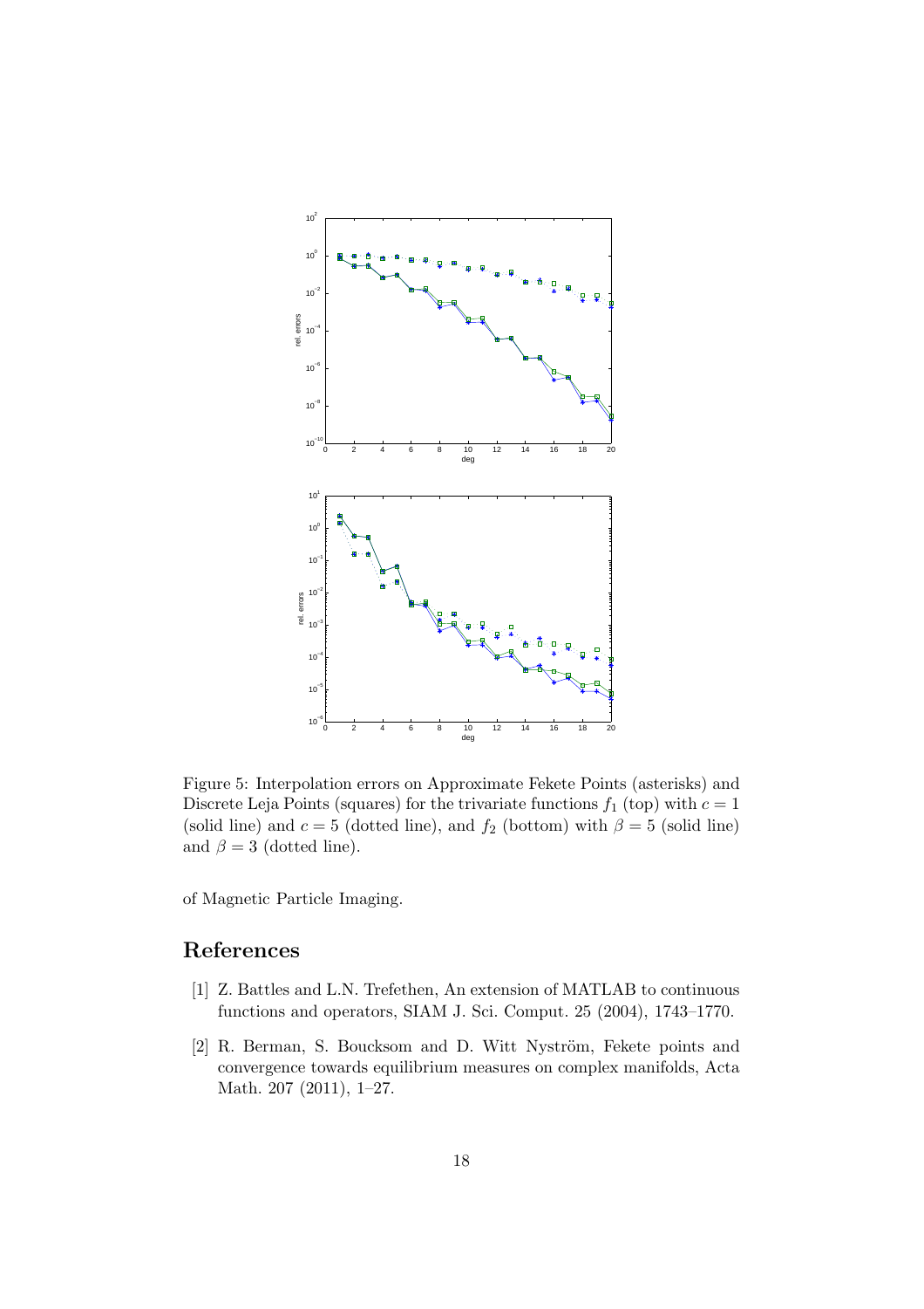Figure 5: Interpolation errors on Approximate Fekete Points (asterisks) and Discrete Leja Points (squares) for the trivariate functions $f_1$ (top) with $c = 1$ (solid line) and $c = 5$ (dotted line), and $f_2$ (bottom) with $\beta = 5$ (solid line) and $\beta = 3$ (dotted line).

of Magnetic Particle Imaging.

## References

[1] Z. Battles and L.N. Trefethen, An extension of MATLAB to continuous functions and operators, SIAM J. Sci. Comput. 25 (2004), 1743–1770.

[2] R. Berman, S. Boucksom and D. Witt Nyström, Fekete points and convergence towards equilibrium measures on complex manifolds, Acta Math. 207 (2011), 1–27.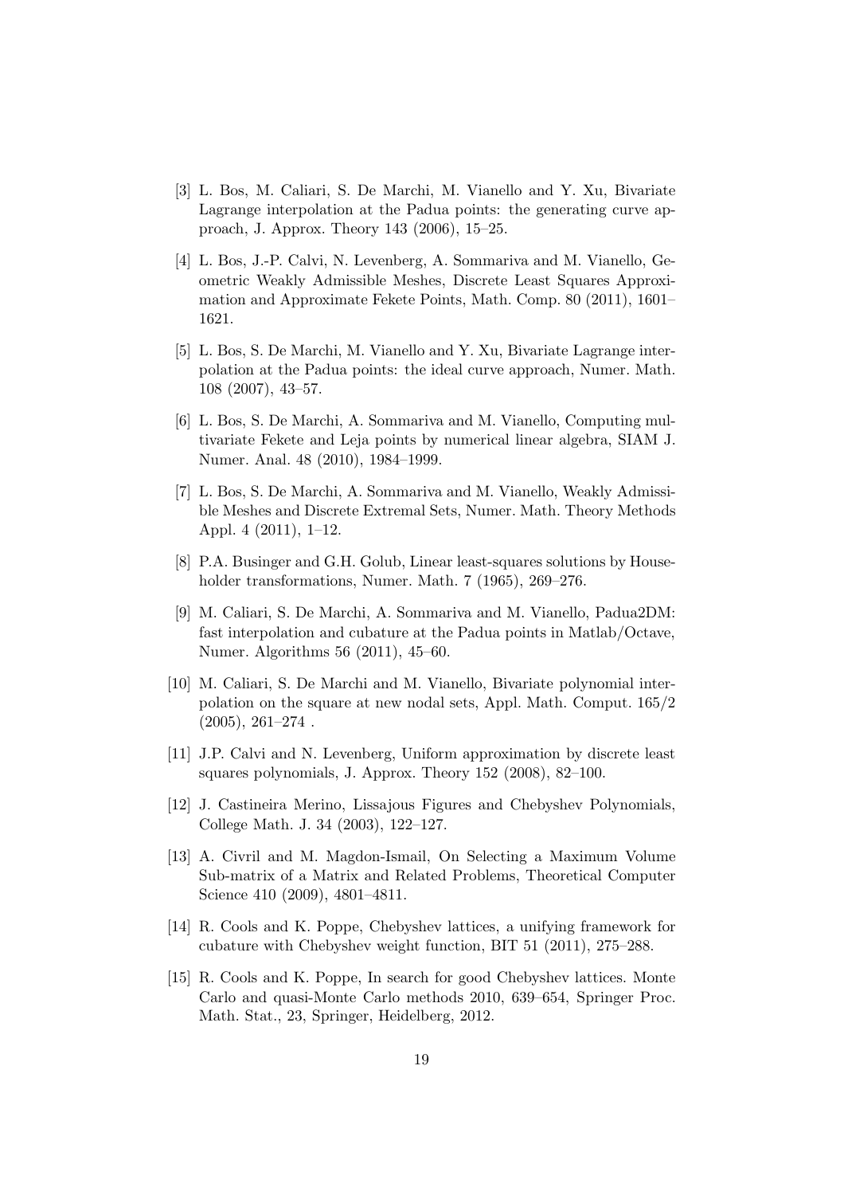[3] L. Bos, M. Caliari, S. De Marchi, M. Vianello and Y. Xu, Bivariate Lagrange interpolation at the Padua points: the generating curve approach, J. Approx. Theory 143 (2006), 15–25.

[4] L. Bos, J.-P. Calvi, N. Levenberg, A. Sommariva and M. Vianello, Geometric Weakly Admissible Meshes, Discrete Least Squares Approximation and Approximate Fekete Points, Math. Comp. 80 (2011), 1601–1621.

[5] L. Bos, S. De Marchi, M. Vianello and Y. Xu, Bivariate Lagrange interpolation at the Padua points: the ideal curve approach, Numer. Math. 108 (2007), 43–57.

[6] L. Bos, S. De Marchi, A. Sommariva and M. Vianello, Computing multivariate Fekete and Leja points by numerical linear algebra, SIAM J. Numer. Anal. 48 (2010), 1984–1999.

[7] L. Bos, S. De Marchi, A. Sommariva and M. Vianello, Weakly Admissible Meshes and Discrete Extremal Sets, Numer. Math. Theory Methods Appl. 4 (2011), 1–12.

[8] P.A. Businger and G.H. Golub, Linear least-squares solutions by Householder transformations, Numer. Math. 7 (1965), 269–276.

[9] M. Caliari, S. De Marchi, A. Sommariva and M. Vianello, Padua2DM: fast interpolation and cubature at the Padua points in Matlab/Octave, Numer. Algorithms 56 (2011), 45–60.

[10] M. Caliari, S. De Marchi and M. Vianello, Bivariate polynomial interpolation on the square at new nodal sets, Appl. Math. Comput. 165/2 (2005), 261–274 .

[11] J.P. Calvi and N. Levenberg, Uniform approximation by discrete least squares polynomials, J. Approx. Theory 152 (2008), 82–100.

[12] J. Castineira Merino, Lissajous Figures and Chebyshev Polynomials, College Math. J. 34 (2003), 122–127.

[13] A. Civril and M. Magdon-Ismail, On Selecting a Maximum Volume Sub-matrix of a Matrix and Related Problems, Theoretical Computer Science 410 (2009), 4801–4811.

[14] R. Cools and K. Poppe, Chebyshev lattices, a unifying framework for cubature with Chebyshev weight function, BIT 51 (2011), 275–288.

[15] R. Cools and K. Poppe, In search for good Chebyshev lattices. Monte Carlo and quasi-Monte Carlo methods 2010, 639–654, Springer Proc. Math. Stat., 23, Springer, Heidelberg, 2012.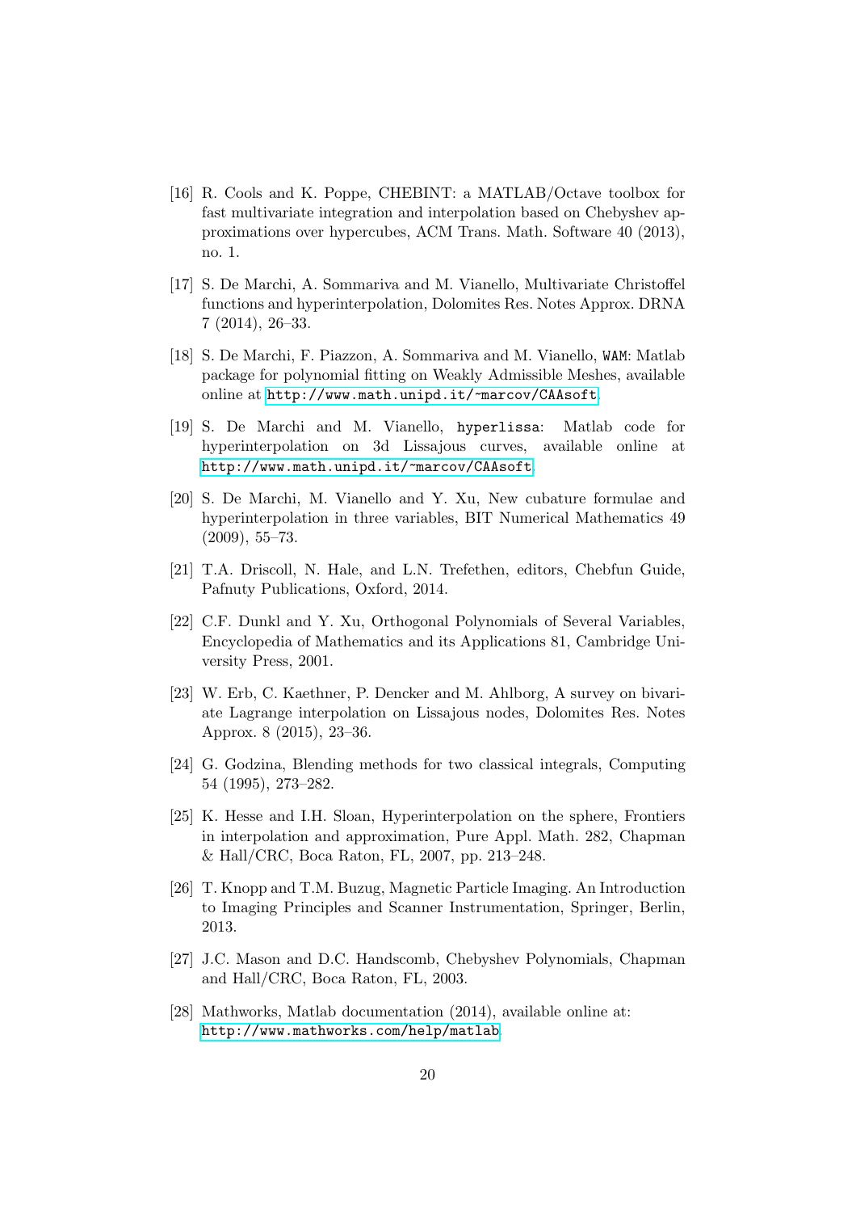[16] R. Cools and K. Poppe, CHEBINT: a MATLAB/Octave toolbox for fast multivariate integration and interpolation based on Chebyshev approximations over hypercubes, ACM Trans. Math. Software 40 (2013), no. 1.

[17] S. De Marchi, A. Sommariva and M. Vianello, Multivariate Christoffel functions and hyperinterpolation, Dolomites Res. Notes Approx. DRNA 7 (2014), 26–33.

[18] S. De Marchi, F. Piazzon, A. Sommariva and M. Vianello, `WAM`: Matlab package for polynomial fitting on Weakly Admissible Meshes, available online at http://www.math.unipd.it/~marcov/CAAsoft.

[19] S. De Marchi and M. Vianello, `hyperlissa`: Matlab code for hyperinterpolation on 3d Lissajous curves, available online at http://www.math.unipd.it/~marcov/CAAsoft.

[20] S. De Marchi, M. Vianello and Y. Xu, New cubature formulae and hyperinterpolation in three variables, BIT Numerical Mathematics 49 (2009), 55–73.

[21] T.A. Driscoll, N. Hale, and L.N. Trefethen, editors, Chebfun Guide, Pafnuty Publications, Oxford, 2014.

[22] C.F. Dunkl and Y. Xu, Orthogonal Polynomials of Several Variables, Encyclopedia of Mathematics and its Applications 81, Cambridge University Press, 2001.

[23] W. Erb, C. Kaethner, P. Dencker and M. Ahlborg, A survey on bivariate Lagrange interpolation on Lissajous nodes, Dolomites Res. Notes Approx. 8 (2015), 23–36.

[24] G. Godzina, Blending methods for two classical integrals, Computing 54 (1995), 273–282.

[25] K. Hesse and I.H. Sloan, Hyperinterpolation on the sphere, Frontiers in interpolation and approximation, Pure Appl. Math. 282, Chapman & Hall/CRC, Boca Raton, FL, 2007, pp. 213–248.

[26] T. Knopp and T.M. Buzug, Magnetic Particle Imaging. An Introduction to Imaging Principles and Scanner Instrumentation, Springer, Berlin, 2013.

[27] J.C. Mason and D.C. Handscomb, Chebyshev Polynomials, Chapman and Hall/CRC, Boca Raton, FL, 2003.

[28] Mathworks, Matlab documentation (2014), available online at: http://www.mathworks.com/help/matlab.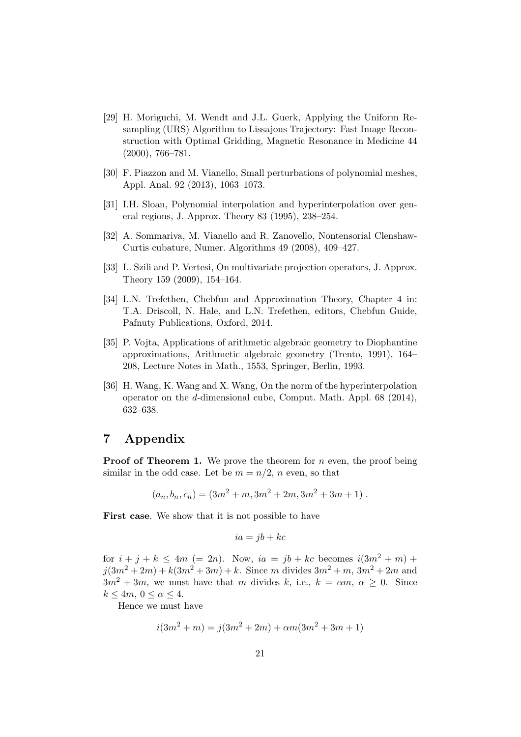[29] H. Moriguchi, M. Wendt and J.L. Guerk, Applying the Uniform Resampling (URS) Algorithm to Lissajous Trajectory: Fast Image Reconstruction with Optimal Gridding, Magnetic Resonance in Medicine 44 (2000), 766–781.

[30] F. Piazzon and M. Vianello, Small perturbations of polynomial meshes, Appl. Anal. 92 (2013), 1063–1073.

[31] I.H. Sloan, Polynomial interpolation and hyperinterpolation over general regions, J. Approx. Theory 83 (1995), 238–254.

[32] A. Sommariva, M. Vianello and R. Zanovello, Nontensorial Clenshaw-Curtis cubature, Numer. Algorithms 49 (2008), 409–427.

[33] L. Szili and P. Vertesi, On multivariate projection operators, J. Approx. Theory 159 (2009), 154–164.

[34] L.N. Trefethen, Chebfun and Approximation Theory, Chapter 4 in: T.A. Driscoll, N. Hale, and L.N. Trefethen, editors, Chebfun Guide, Pafnuty Publications, Oxford, 2014.

[35] P. Vojta, Applications of arithmetic algebraic geometry to Diophantine approximations, Arithmetic algebraic geometry (Trento, 1991), 164–208, Lecture Notes in Math., 1553, Springer, Berlin, 1993.

[36] H. Wang, K. Wang and X. Wang, On the norm of the hyperinterpolation operator on the $d$-dimensional cube, Comput. Math. Appl. 68 (2014), 632–638.

# 7 Appendix

**Proof of Theorem 1.** We prove the theorem for $n$ even, the proof being similar in the odd case. Let be $m = n/2$, $n$ even, so that

$$(a_n, b_n, c_n) = (3m^2 + m, 3m^2 + 2m, 3m^2 + 3m + 1) .$$

**First case**. We show that it is not possible to have

$$ia = jb + kc$$

for $i + j + k \leq 4m$ $(= 2n)$. Now, $ia = jb + kc$ becomes $i(3m^2 + m) + j(3m^2 + 2m) + k(3m^2 + 3m) + k$. Since $m$ divides $3m^2 + m$, $3m^2 + 2m$ and $3m^2 + 3m$, we must have that $m$ divides $k$, i.e., $k = \alpha m$, $\alpha \geq 0$. Since $k \leq 4m$, $0 \leq \alpha \leq 4$.

Hence we must have

$$i(3m^2 + m) = j(3m^2 + 2m) + \alpha m(3m^2 + 3m + 1)$$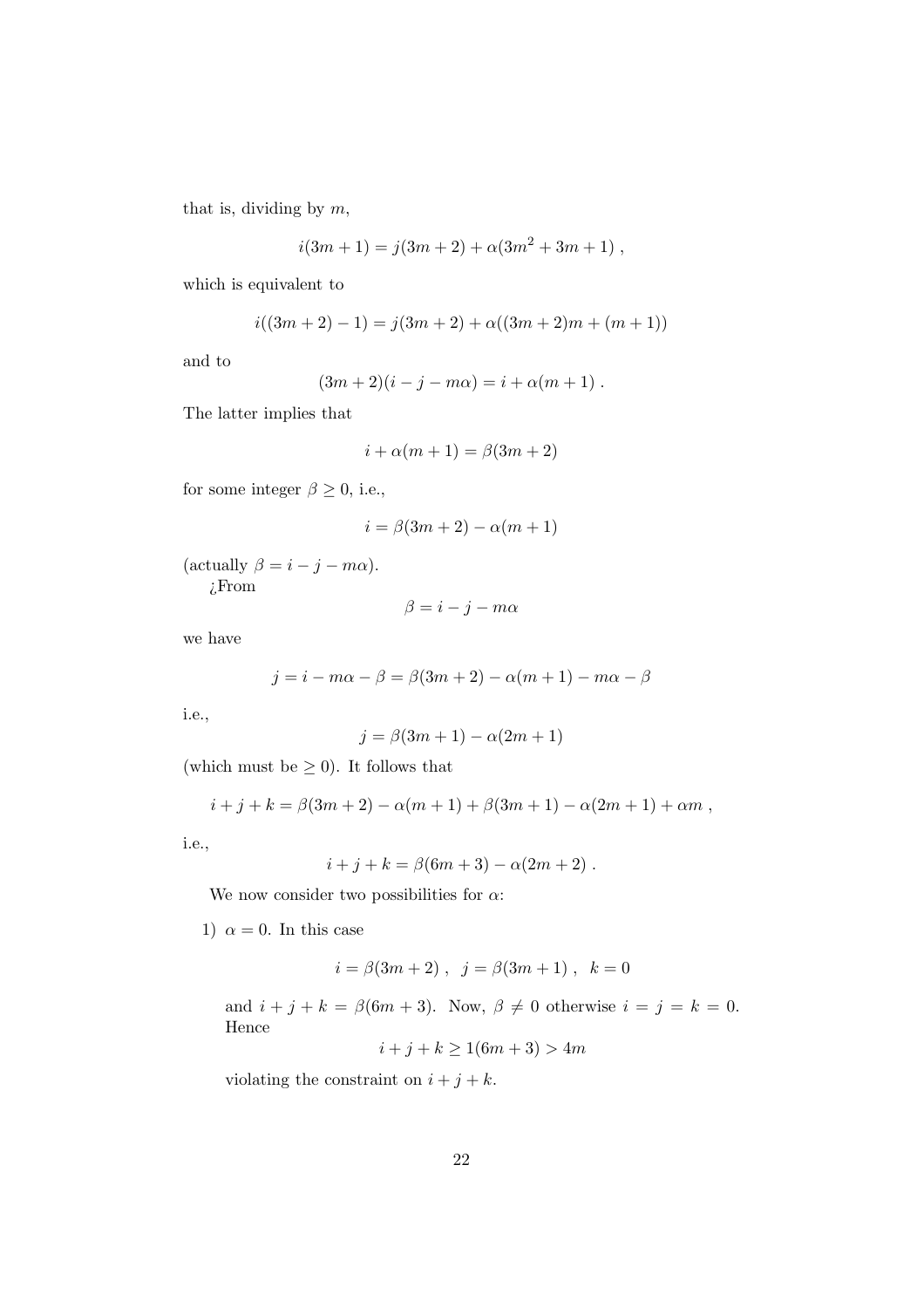that is, dividing by $m$,

$$i(3m + 1) = j(3m + 2) + \alpha(3m^2 + 3m + 1) ,$$

which is equivalent to

$$i((3m + 2) - 1) = j(3m + 2) + \alpha((3m + 2)m + (m + 1))$$

and to

$$(3m + 2)(i - j - m\alpha) = i + \alpha(m + 1) .$$

The latter implies that

$$i + \alpha(m + 1) = \beta(3m + 2)$$

for some integer $\beta \geq 0$, i.e.,

$$i = \beta(3m + 2) - \alpha(m + 1)$$

(actually $\beta = i - j - m\alpha$).

¿From

$$\beta = i - j - m\alpha$$

we have

$$j = i - m\alpha - \beta = \beta(3m + 2) - \alpha(m + 1) - m\alpha - \beta$$

i.e.,

$$j = \beta(3m + 1) - \alpha(2m + 1)$$

(which must be $\geq 0$). It follows that

$$i + j + k = \beta(3m + 2) - \alpha(m + 1) + \beta(3m + 1) - \alpha(2m + 1) + \alpha m ,$$

i.e.,

$$i + j + k = \beta(6m + 3) - \alpha(2m + 2) .$$

We now consider two possibilities for $\alpha$:

1) $\alpha = 0$. In this case

$$i = \beta(3m + 2) , \;\; j = \beta(3m + 1) , \;\; k = 0$$

and $i + j + k = \beta(6m + 3)$. Now, $\beta \neq 0$ otherwise $i = j = k = 0$. Hence

$$i + j + k \geq 1(6m + 3) > 4m$$

violating the constraint on $i + j + k$.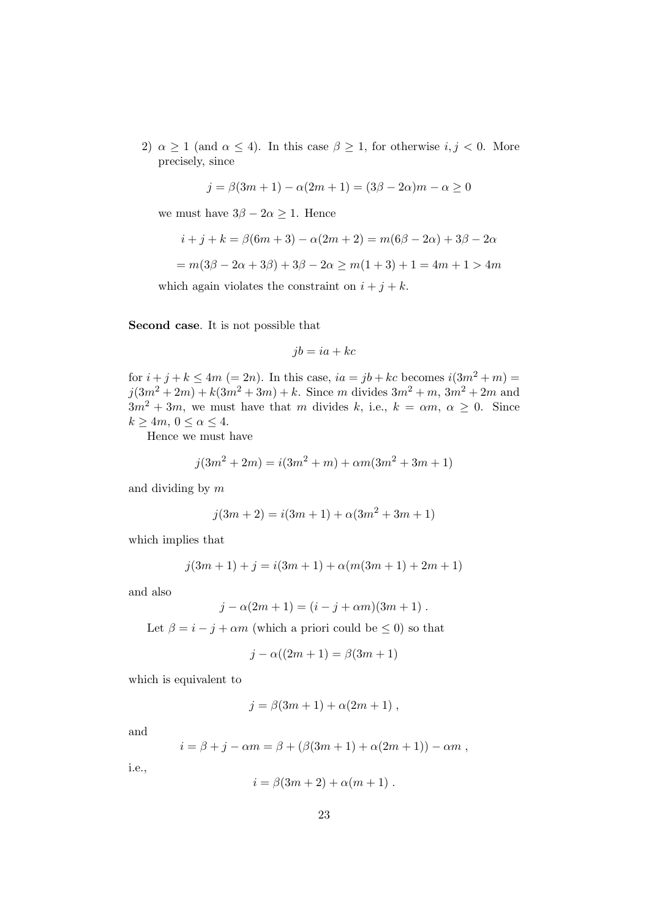2) $\alpha \geq 1$ (and $\alpha \leq 4$). In this case $\beta \geq 1$, for otherwise $i, j < 0$. More precisely, since

$$j = \beta(3m+1) - \alpha(2m+1) = (3\beta - 2\alpha)m - \alpha \geq 0$$

we must have $3\beta - 2\alpha \geq 1$. Hence

$$i + j + k = \beta(6m+3) - \alpha(2m+2) = m(6\beta - 2\alpha) + 3\beta - 2\alpha$$

$$= m(3\beta - 2\alpha + 3\beta) + 3\beta - 2\alpha \geq m(1+3) + 1 = 4m + 1 > 4m$$

which again violates the constraint on $i + j + k$.

**Second case**. It is not possible that

$$jb = ia + kc$$

for $i + j + k \leq 4m$ $(= 2n)$. In this case, $ia = jb + kc$ becomes $i(3m^2 + m) = j(3m^2 + 2m) + k(3m^2 + 3m) + k$. Since $m$ divides $3m^2 + m$, $3m^2 + 2m$ and $3m^2 + 3m$, we must have that $m$ divides $k$, i.e., $k = \alpha m$, $\alpha \geq 0$. Since $k \geq 4m$, $0 \leq \alpha \leq 4$.

Hence we must have

$$j(3m^2 + 2m) = i(3m^2 + m) + \alpha m(3m^2 + 3m + 1)$$

and dividing by $m$

$$j(3m + 2) = i(3m + 1) + \alpha(3m^2 + 3m + 1)$$

which implies that

$$j(3m+1) + j = i(3m+1) + \alpha(m(3m+1) + 2m + 1)$$

and also

$$j - \alpha(2m+1) = (i - j + \alpha m)(3m+1) .$$

Let $\beta = i - j + \alpha m$ (which a priori could be $\leq 0$) so that

$$j - \alpha((2m+1) = \beta(3m+1)$$

which is equivalent to

$$j = \beta(3m+1) + \alpha(2m+1) ,$$

and

$$i = \beta + j - \alpha m = \beta + (\beta(3m+1) + \alpha(2m+1)) - \alpha m ,$$

i.e.,

$$i = \beta(3m+2) + \alpha(m+1) .$$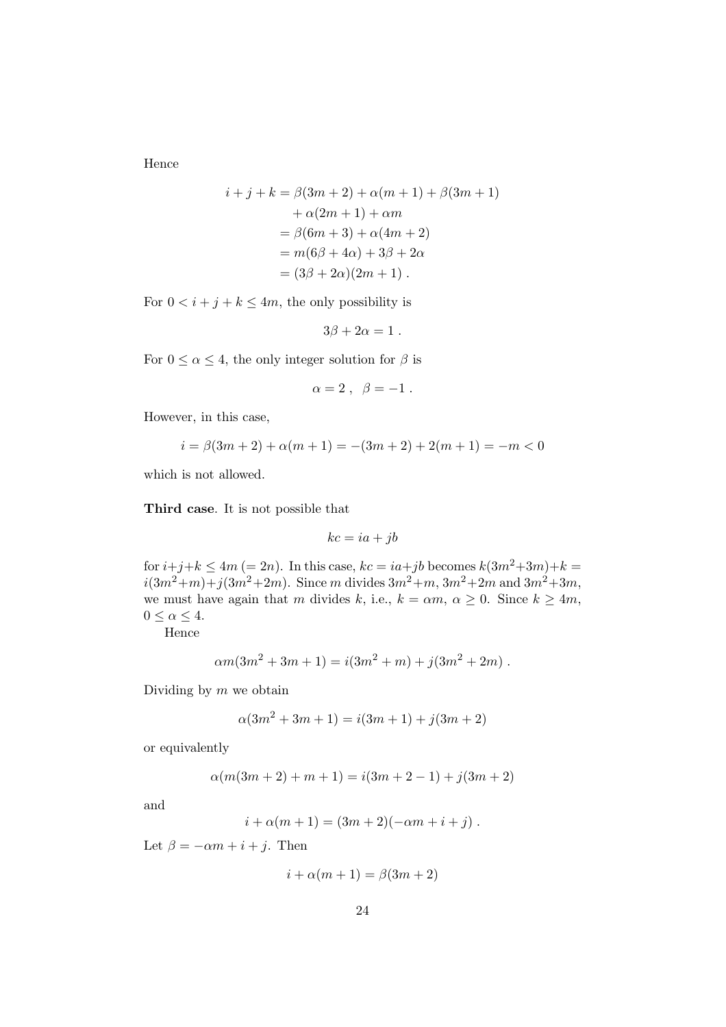Hence

$$
\begin{aligned}
i + j + k &= \beta(3m+2) + \alpha(m+1) + \beta(3m+1) \\
&\quad + \alpha(2m+1) + \alpha m \\
&= \beta(6m+3) + \alpha(4m+2) \\
&= m(6\beta + 4\alpha) + 3\beta + 2\alpha \\
&= (3\beta + 2\alpha)(2m+1) \ .
\end{aligned}
$$

For $0 < i + j + k \leq 4m$, the only possibility is

$$
3\beta + 2\alpha = 1 \ .
$$

For $0 \leq \alpha \leq 4$, the only integer solution for $\beta$ is

$$
\alpha = 2 \ , \quad \beta = -1 \ .
$$

However, in this case,

$$
i = \beta(3m+2) + \alpha(m+1) = -(3m+2) + 2(m+1) = -m < 0
$$

which is not allowed.

**Third case**. It is not possible that

$$
kc = ia + jb
$$

for $i+j+k \leq 4m$ $(= 2n)$. In this case, $kc = ia+jb$ becomes $k(3m^2+3m)+k = i(3m^2+m)+j(3m^2+2m)$. Since $m$ divides $3m^2+m$, $3m^2+2m$ and $3m^2+3m$, we must have again that $m$ divides $k$, i.e., $k = \alpha m$, $\alpha \geq 0$. Since $k \geq 4m$, $0 \leq \alpha \leq 4$.

Hence

$$
\alpha m(3m^2 + 3m + 1) = i(3m^2 + m) + j(3m^2 + 2m) \ .
$$

Dividing by $m$ we obtain

$$
\alpha(3m^2 + 3m + 1) = i(3m+1) + j(3m+2)
$$

or equivalently

$$
\alpha(m(3m+2) + m + 1) = i(3m + 2 - 1) + j(3m+2)
$$

and

$$
i + \alpha(m+1) = (3m+2)(-\alpha m + i + j) \ .
$$

Let $\beta = -\alpha m + i + j$. Then

$$
i + \alpha(m+1) = \beta(3m+2)
$$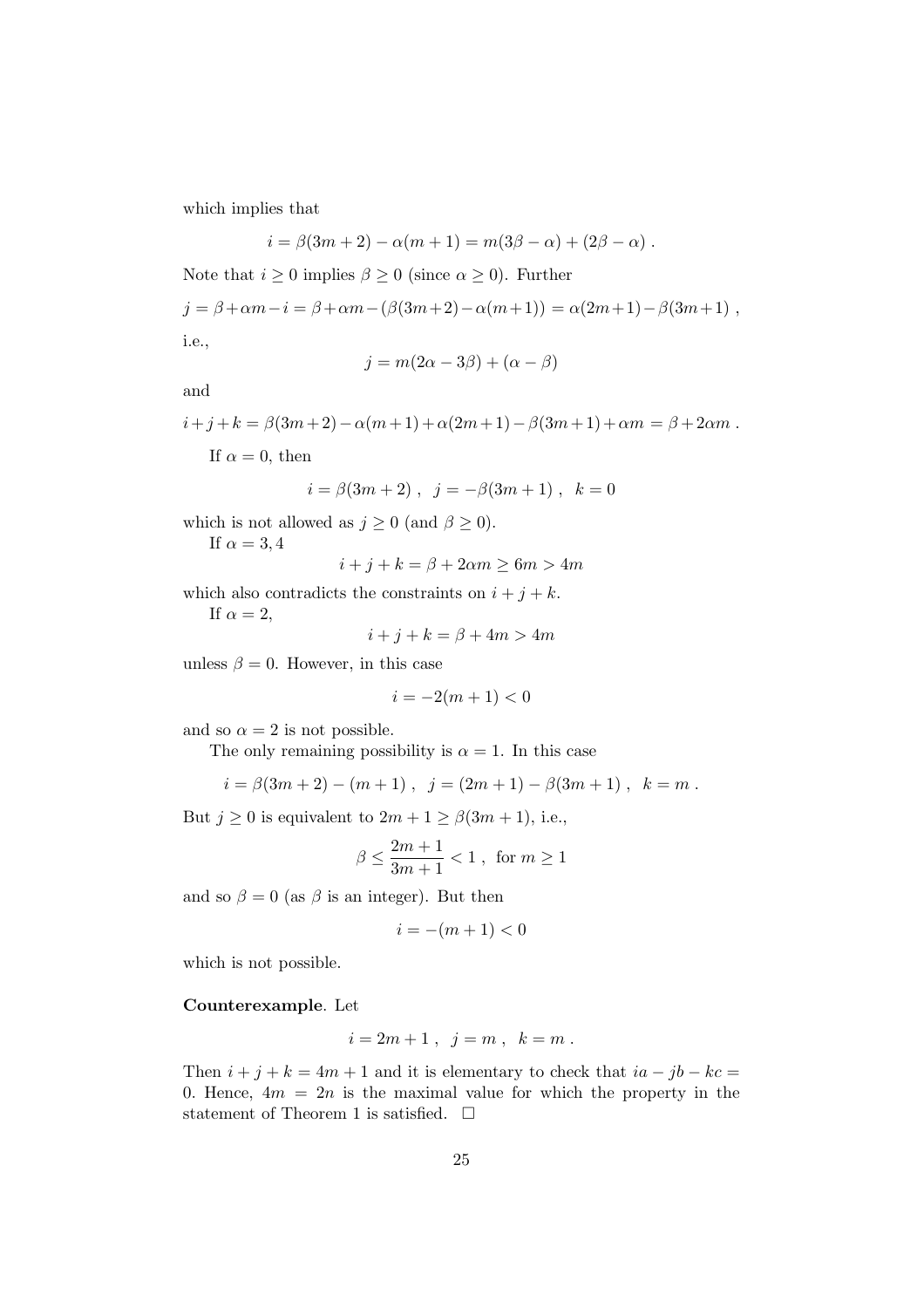which implies that

$$i = \beta(3m+2) - \alpha(m+1) = m(3\beta - \alpha) + (2\beta - \alpha) .$$

Note that $i \geq 0$ implies $\beta \geq 0$ (since $\alpha \geq 0$). Further

$$j = \beta + \alpha m - i = \beta + \alpha m - (\beta(3m+2) - \alpha(m+1)) = \alpha(2m+1) - \beta(3m+1) ,$$

i.e.,

$$j = m(2\alpha - 3\beta) + (\alpha - \beta)$$

and

$$i+j+k = \beta(3m+2) - \alpha(m+1) + \alpha(2m+1) - \beta(3m+1) + \alpha m = \beta + 2\alpha m .$$

If $\alpha = 0$, then

$$i = \beta(3m+2) , \quad j = -\beta(3m+1) , \quad k = 0$$

which is not allowed as $j \geq 0$ (and $\beta \geq 0$).

If $\alpha = 3, 4$

$$i + j + k = \beta + 2\alpha m \geq 6m > 4m$$

which also contradicts the constraints on $i + j + k$.

If $\alpha = 2$,

$$i + j + k = \beta + 4m > 4m$$

unless $\beta = 0$. However, in this case

$$i = -2(m+1) < 0$$

and so $\alpha = 2$ is not possible.

The only remaining possibility is $\alpha = 1$. In this case

$$i = \beta(3m+2) - (m+1) , \quad j = (2m+1) - \beta(3m+1) , \quad k = m .$$

But $j \geq 0$ is equivalent to $2m + 1 \geq \beta(3m + 1)$, i.e.,

$$\beta \leq \frac{2m+1}{3m+1} < 1 , \text{ for } m \geq 1$$

and so $\beta = 0$ (as $\beta$ is an integer). But then

$$i = -(m+1) < 0$$

which is not possible.

**Counterexample**. Let

$$i = 2m+1 , \quad j = m , \quad k = m .$$

Then $i + j + k = 4m + 1$ and it is elementary to check that $ia - jb - kc = 0$. Hence, $4m = 2n$ is the maximal value for which the property in the statement of Theorem 1 is satisfied. $\square$